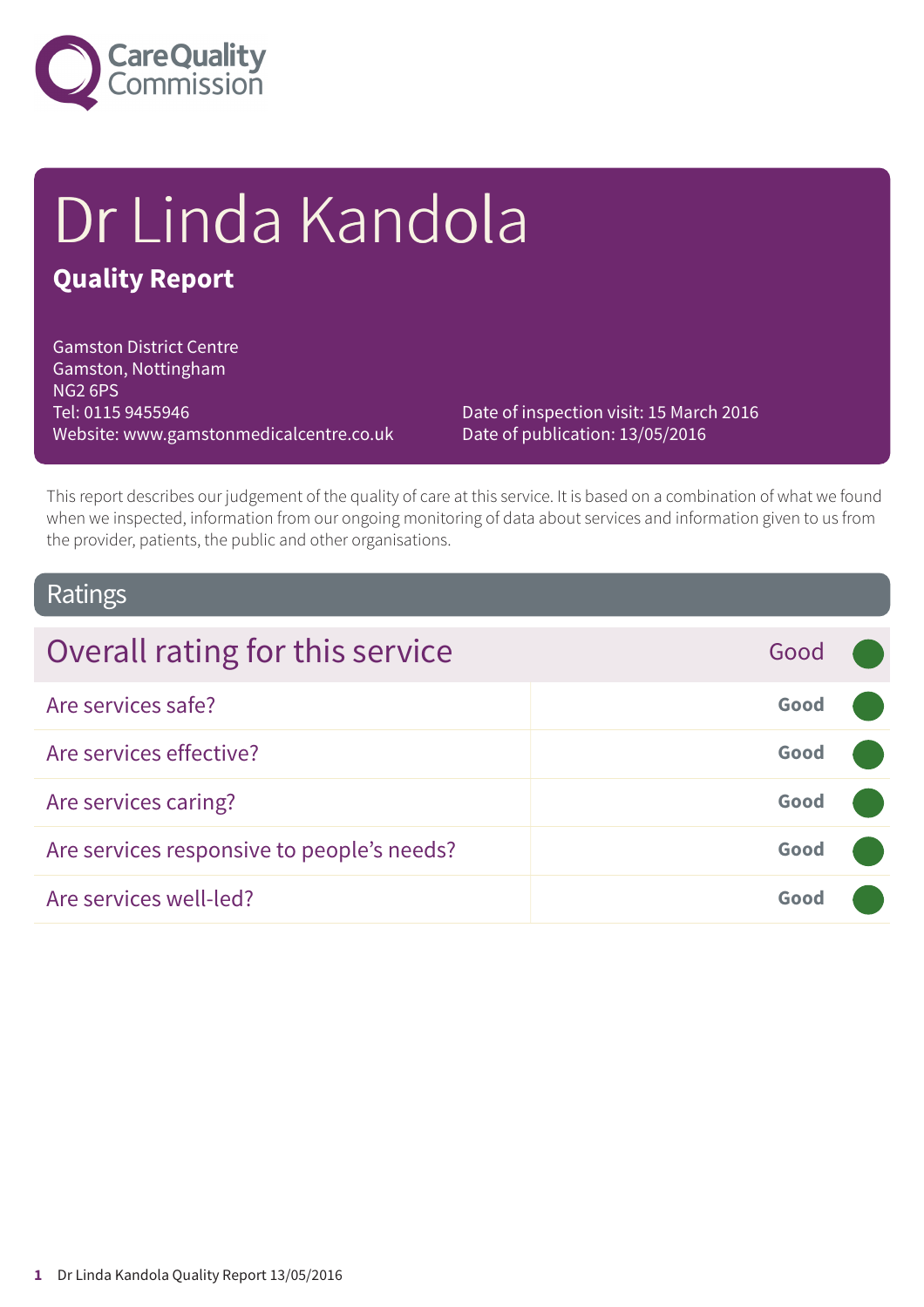Care Quality Commission

# Dr Linda Kandola

## Quality Report

Gamston District Centre
Gamston, Nottingham
NG2 6PS
Tel: 0115 9455946
Website: www.gamstonmedicalcentre.co.uk

Date of inspection visit: 15 March 2016
Date of publication: 13/05/2016

This report describes our judgement of the quality of care at this service. It is based on a combination of what we found when we inspected, information from our ongoing monitoring of data about services and information given to us from the provider, patients, the public and other organisations.

## Ratings

| Overall rating for this service | Good |
| --- | --- |
| Are services safe? | **Good** |
| Are services effective? | **Good** |
| Are services caring? | **Good** |
| Are services responsive to people's needs? | **Good** |
| Are services well-led? | **Good** |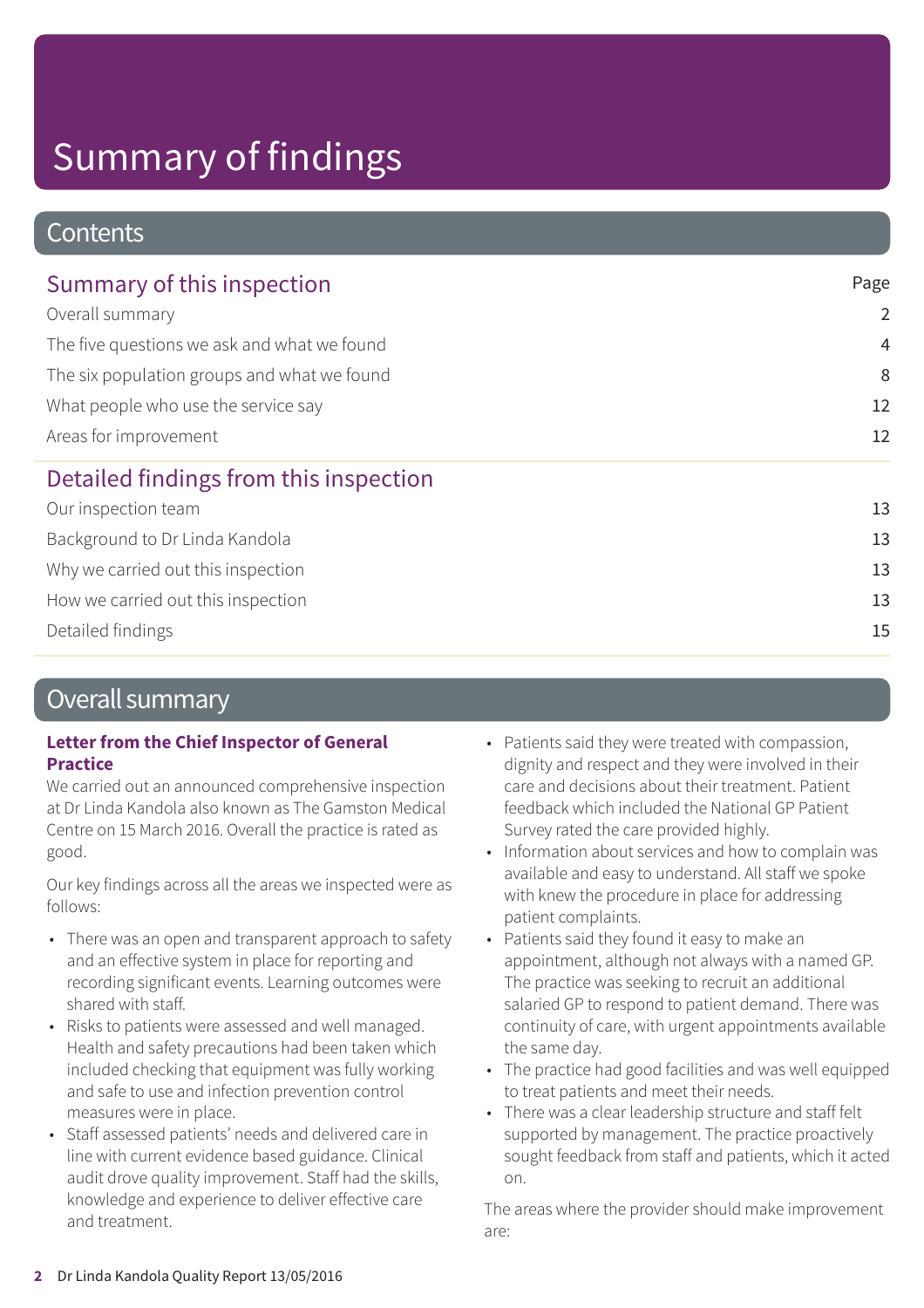# Summary of findings

## Contents

| Summary of this inspection | Page |
|---|---|
| Overall summary | 2 |
| The five questions we ask and what we found | 4 |
| The six population groups and what we found | 8 |
| What people who use the service say | 12 |
| Areas for improvement | 12 |

| Detailed findings from this inspection | |
|---|---|
| Our inspection team | 13 |
| Background to Dr Linda Kandola | 13 |
| Why we carried out this inspection | 13 |
| How we carried out this inspection | 13 |
| Detailed findings | 15 |

## Overall summary

**Letter from the Chief Inspector of General Practice**

We carried out an announced comprehensive inspection at Dr Linda Kandola also known as The Gamston Medical Centre on 15 March 2016. Overall the practice is rated as good.

Our key findings across all the areas we inspected were as follows:

- There was an open and transparent approach to safety and an effective system in place for reporting and recording significant events. Learning outcomes were shared with staff.
- Risks to patients were assessed and well managed. Health and safety precautions had been taken which included checking that equipment was fully working and safe to use and infection prevention control measures were in place.
- Staff assessed patients' needs and delivered care in line with current evidence based guidance. Clinical audit drove quality improvement. Staff had the skills, knowledge and experience to deliver effective care and treatment.
- Patients said they were treated with compassion, dignity and respect and they were involved in their care and decisions about their treatment. Patient feedback which included the National GP Patient Survey rated the care provided highly.
- Information about services and how to complain was available and easy to understand. All staff we spoke with knew the procedure in place for addressing patient complaints.
- Patients said they found it easy to make an appointment, although not always with a named GP. The practice was seeking to recruit an additional salaried GP to respond to patient demand. There was continuity of care, with urgent appointments available the same day.
- The practice had good facilities and was well equipped to treat patients and meet their needs.
- There was a clear leadership structure and staff felt supported by management. The practice proactively sought feedback from staff and patients, which it acted on.

The areas where the provider should make improvement are: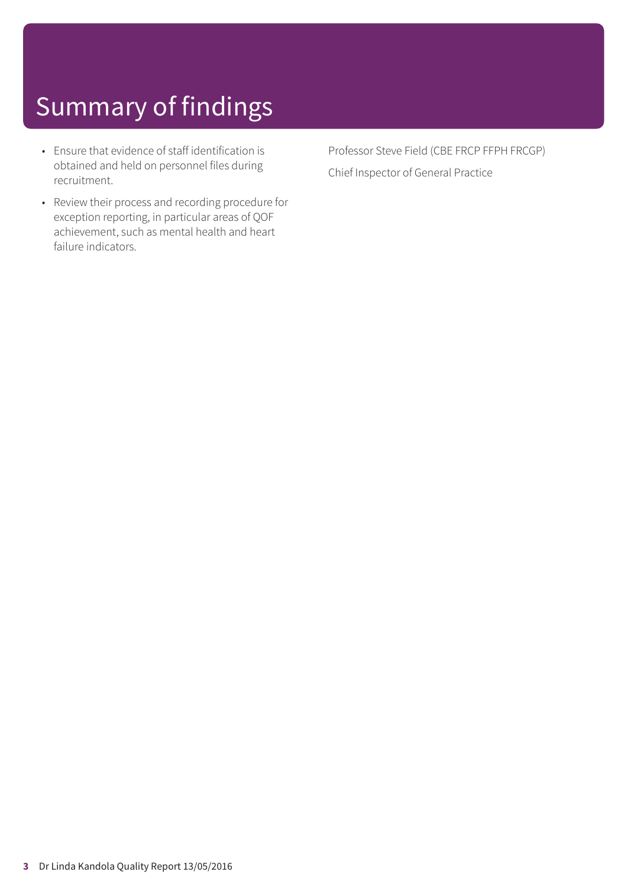# Summary of findings

- Ensure that evidence of staff identification is obtained and held on personnel files during recruitment.
- Review their process and recording procedure for exception reporting, in particular areas of QOF achievement, such as mental health and heart failure indicators.

Professor Steve Field (CBE FRCP FFPH FRCGP)

Chief Inspector of General Practice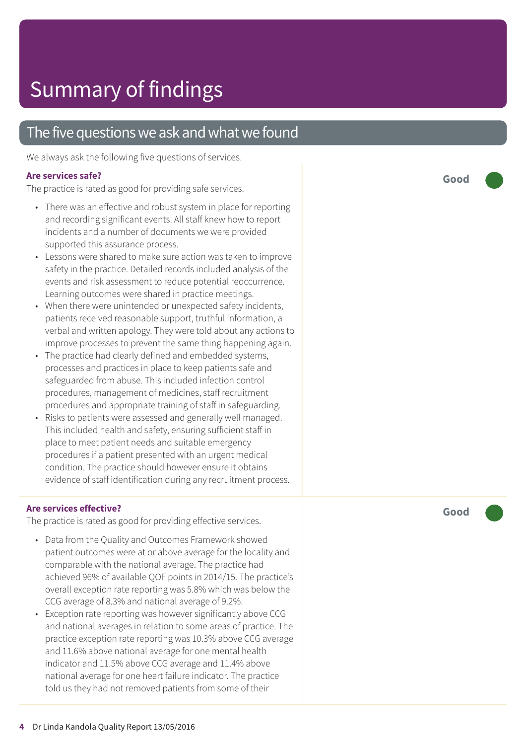# Summary of findings

## The five questions we ask and what we found

We always ask the following five questions of services.

### Are services safe?

**Good**

The practice is rated as good for providing safe services.

- There was an effective and robust system in place for reporting and recording significant events. All staff knew how to report incidents and a number of documents we were provided supported this assurance process.
- Lessons were shared to make sure action was taken to improve safety in the practice. Detailed records included analysis of the events and risk assessment to reduce potential reoccurrence. Learning outcomes were shared in practice meetings.
- When there were unintended or unexpected safety incidents, patients received reasonable support, truthful information, a verbal and written apology. They were told about any actions to improve processes to prevent the same thing happening again.
- The practice had clearly defined and embedded systems, processes and practices in place to keep patients safe and safeguarded from abuse. This included infection control procedures, management of medicines, staff recruitment procedures and appropriate training of staff in safeguarding.
- Risks to patients were assessed and generally well managed. This included health and safety, ensuring sufficient staff in place to meet patient needs and suitable emergency procedures if a patient presented with an urgent medical condition. The practice should however ensure it obtains evidence of staff identification during any recruitment process.

### Are services effective?

**Good**

The practice is rated as good for providing effective services.

- Data from the Quality and Outcomes Framework showed patient outcomes were at or above average for the locality and comparable with the national average. The practice had achieved 96% of available QOF points in 2014/15. The practice's overall exception rate reporting was 5.8% which was below the CCG average of 8.3% and national average of 9.2%.
- Exception rate reporting was however significantly above CCG and national averages in relation to some areas of practice. The practice exception rate reporting was 10.3% above CCG average and 11.6% above national average for one mental health indicator and 11.5% above CCG average and 11.4% above national average for one heart failure indicator. The practice told us they had not removed patients from some of their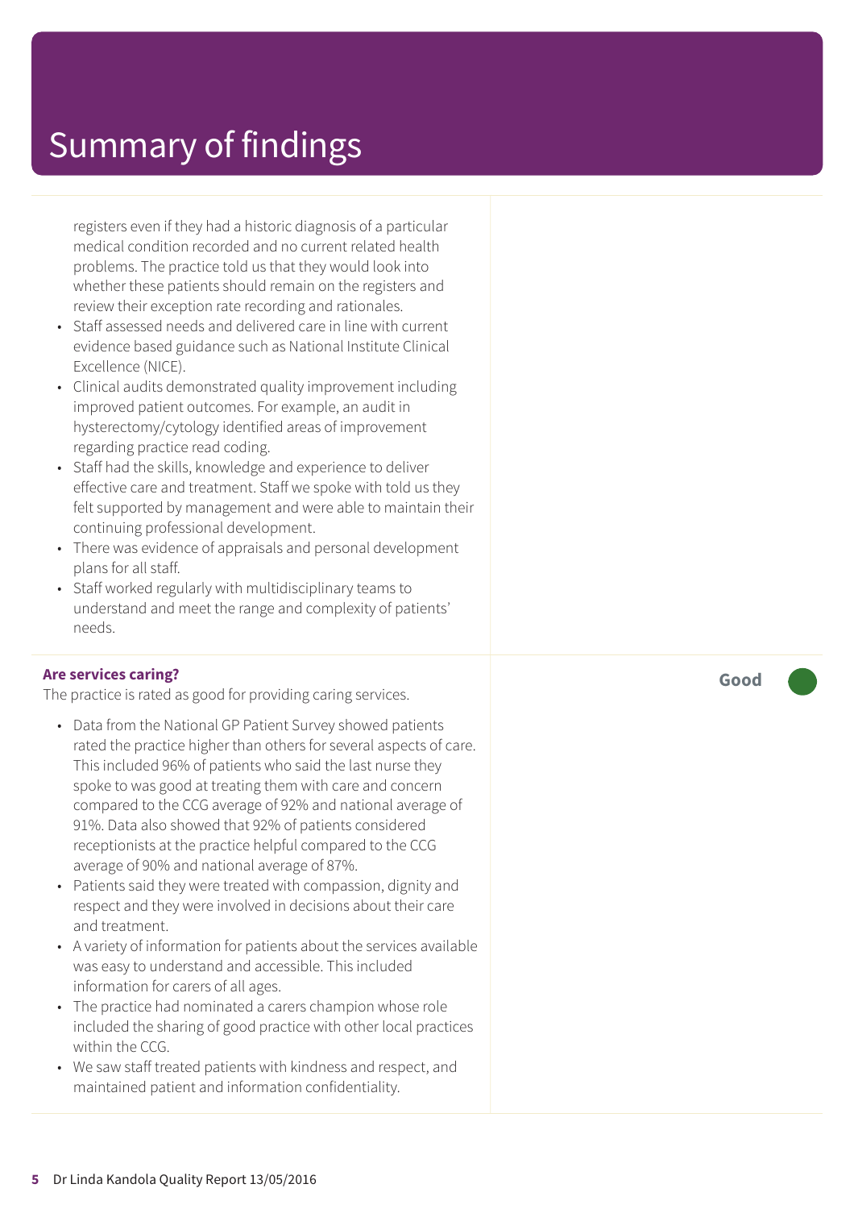# Summary of findings

registers even if they had a historic diagnosis of a particular medical condition recorded and no current related health problems. The practice told us that they would look into whether these patients should remain on the registers and review their exception rate recording and rationales.

- Staff assessed needs and delivered care in line with current evidence based guidance such as National Institute Clinical Excellence (NICE).
- Clinical audits demonstrated quality improvement including improved patient outcomes. For example, an audit in hysterectomy/cytology identified areas of improvement regarding practice read coding.
- Staff had the skills, knowledge and experience to deliver effective care and treatment. Staff we spoke with told us they felt supported by management and were able to maintain their continuing professional development.
- There was evidence of appraisals and personal development plans for all staff.
- Staff worked regularly with multidisciplinary teams to understand and meet the range and complexity of patients' needs.

**Are services caring?** **Good**

The practice is rated as good for providing caring services.

- Data from the National GP Patient Survey showed patients rated the practice higher than others for several aspects of care. This included 96% of patients who said the last nurse they spoke to was good at treating them with care and concern compared to the CCG average of 92% and national average of 91%. Data also showed that 92% of patients considered receptionists at the practice helpful compared to the CCG average of 90% and national average of 87%.
- Patients said they were treated with compassion, dignity and respect and they were involved in decisions about their care and treatment.
- A variety of information for patients about the services available was easy to understand and accessible. This included information for carers of all ages.
- The practice had nominated a carers champion whose role included the sharing of good practice with other local practices within the CCG.
- We saw staff treated patients with kindness and respect, and maintained patient and information confidentiality.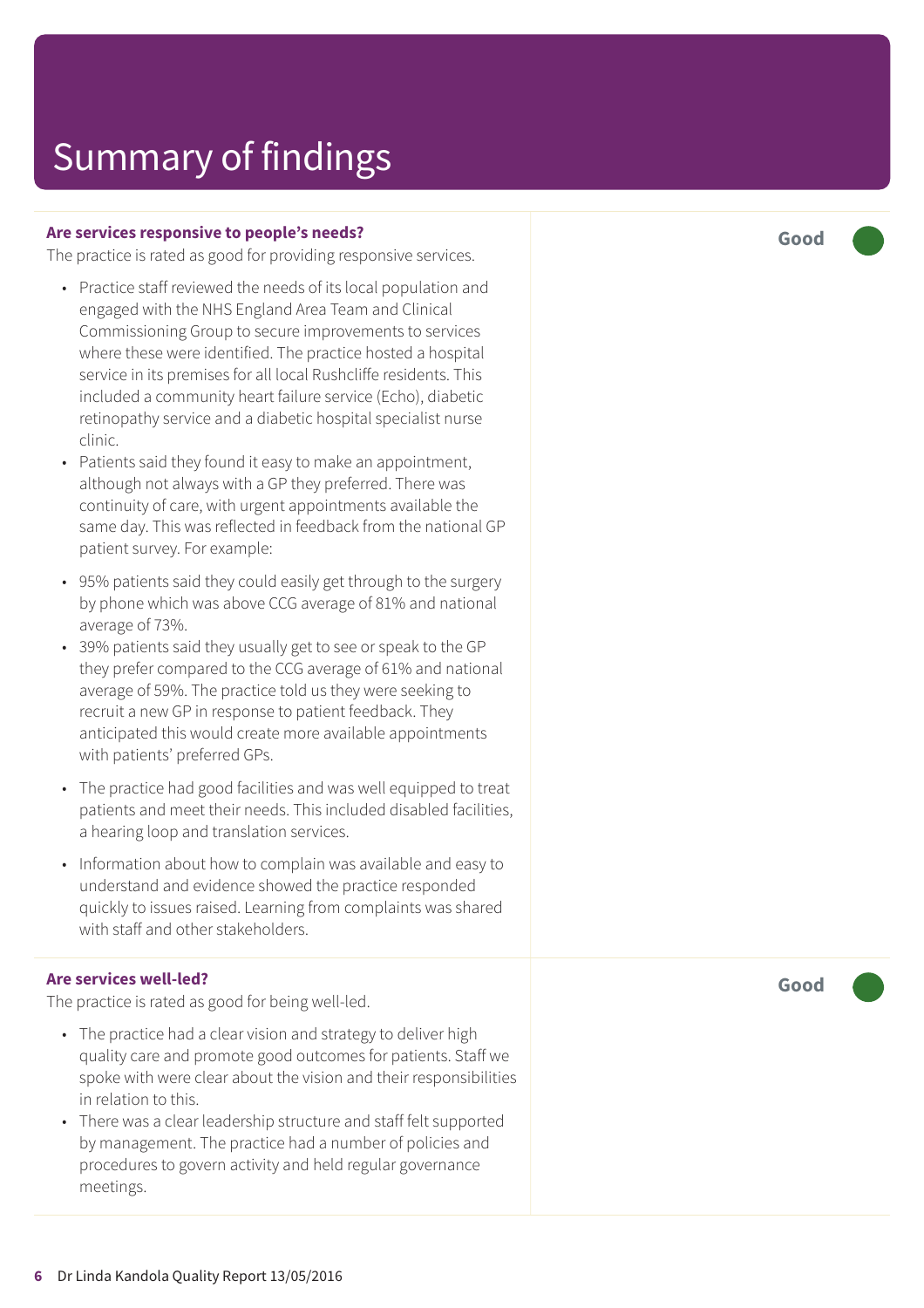# Summary of findings

**Are services responsive to people's needs?**

The practice is rated as good for providing responsive services.

**Good**

- Practice staff reviewed the needs of its local population and engaged with the NHS England Area Team and Clinical Commissioning Group to secure improvements to services where these were identified. The practice hosted a hospital service in its premises for all local Rushcliffe residents. This included a community heart failure service (Echo), diabetic retinopathy service and a diabetic hospital specialist nurse clinic.
- Patients said they found it easy to make an appointment, although not always with a GP they preferred. There was continuity of care, with urgent appointments available the same day. This was reflected in feedback from the national GP patient survey. For example:
- 95% patients said they could easily get through to the surgery by phone which was above CCG average of 81% and national average of 73%.
- 39% patients said they usually get to see or speak to the GP they prefer compared to the CCG average of 61% and national average of 59%. The practice told us they were seeking to recruit a new GP in response to patient feedback. They anticipated this would create more available appointments with patients' preferred GPs.
- The practice had good facilities and was well equipped to treat patients and meet their needs. This included disabled facilities, a hearing loop and translation services.
- Information about how to complain was available and easy to understand and evidence showed the practice responded quickly to issues raised. Learning from complaints was shared with staff and other stakeholders.

**Are services well-led?**

The practice is rated as good for being well-led.

**Good**

- The practice had a clear vision and strategy to deliver high quality care and promote good outcomes for patients. Staff we spoke with were clear about the vision and their responsibilities in relation to this.
- There was a clear leadership structure and staff felt supported by management. The practice had a number of policies and procedures to govern activity and held regular governance meetings.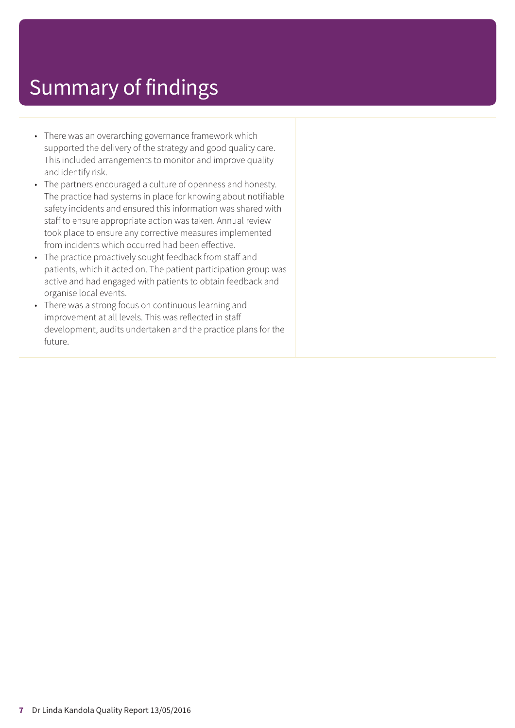# Summary of findings

- There was an overarching governance framework which supported the delivery of the strategy and good quality care. This included arrangements to monitor and improve quality and identify risk.
- The partners encouraged a culture of openness and honesty. The practice had systems in place for knowing about notifiable safety incidents and ensured this information was shared with staff to ensure appropriate action was taken. Annual review took place to ensure any corrective measures implemented from incidents which occurred had been effective.
- The practice proactively sought feedback from staff and patients, which it acted on. The patient participation group was active and had engaged with patients to obtain feedback and organise local events.
- There was a strong focus on continuous learning and improvement at all levels. This was reflected in staff development, audits undertaken and the practice plans for the future.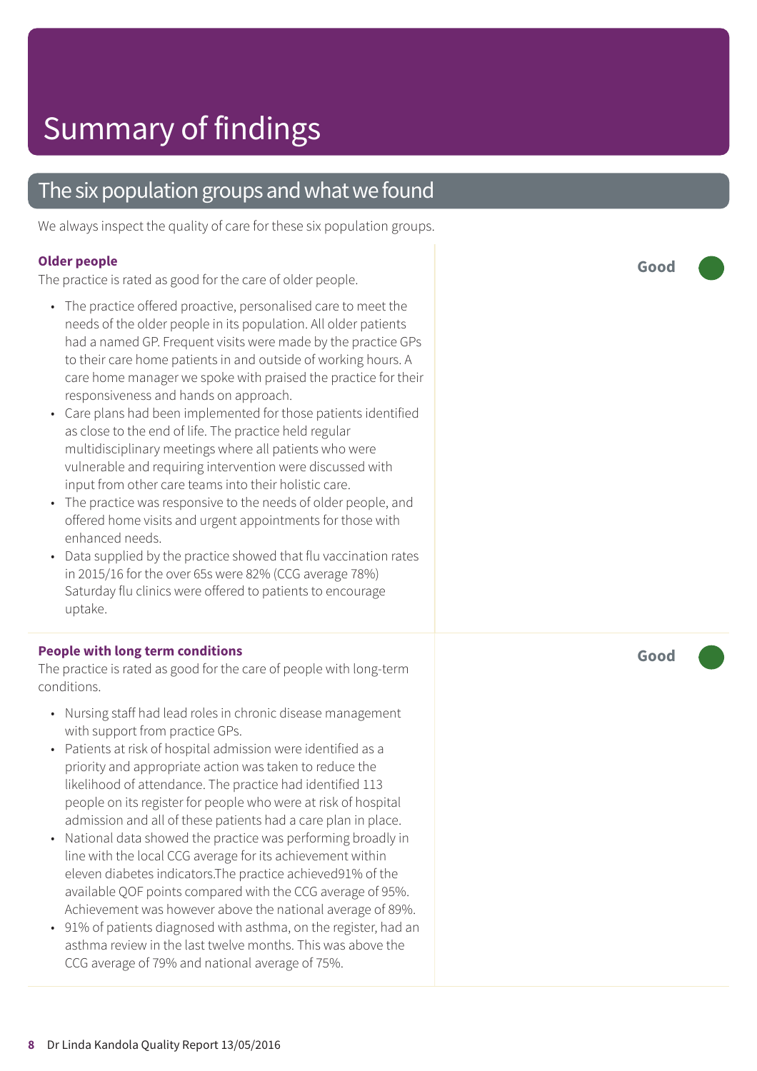# Summary of findings

## The six population groups and what we found

We always inspect the quality of care for these six population groups.

### Older people

**Good**

The practice is rated as good for the care of older people.

- The practice offered proactive, personalised care to meet the needs of the older people in its population. All older patients had a named GP. Frequent visits were made by the practice GPs to their care home patients in and outside of working hours. A care home manager we spoke with praised the practice for their responsiveness and hands on approach.
- Care plans had been implemented for those patients identified as close to the end of life. The practice held regular multidisciplinary meetings where all patients who were vulnerable and requiring intervention were discussed with input from other care teams into their holistic care.
- The practice was responsive to the needs of older people, and offered home visits and urgent appointments for those with enhanced needs.
- Data supplied by the practice showed that flu vaccination rates in 2015/16 for the over 65s were 82% (CCG average 78%) Saturday flu clinics were offered to patients to encourage uptake.

### People with long term conditions

**Good**

The practice is rated as good for the care of people with long-term conditions.

- Nursing staff had lead roles in chronic disease management with support from practice GPs.
- Patients at risk of hospital admission were identified as a priority and appropriate action was taken to reduce the likelihood of attendance. The practice had identified 113 people on its register for people who were at risk of hospital admission and all of these patients had a care plan in place.
- National data showed the practice was performing broadly in line with the local CCG average for its achievement within eleven diabetes indicators.The practice achieved91% of the available QOF points compared with the CCG average of 95%. Achievement was however above the national average of 89%.
- 91% of patients diagnosed with asthma, on the register, had an asthma review in the last twelve months. This was above the CCG average of 79% and national average of 75%.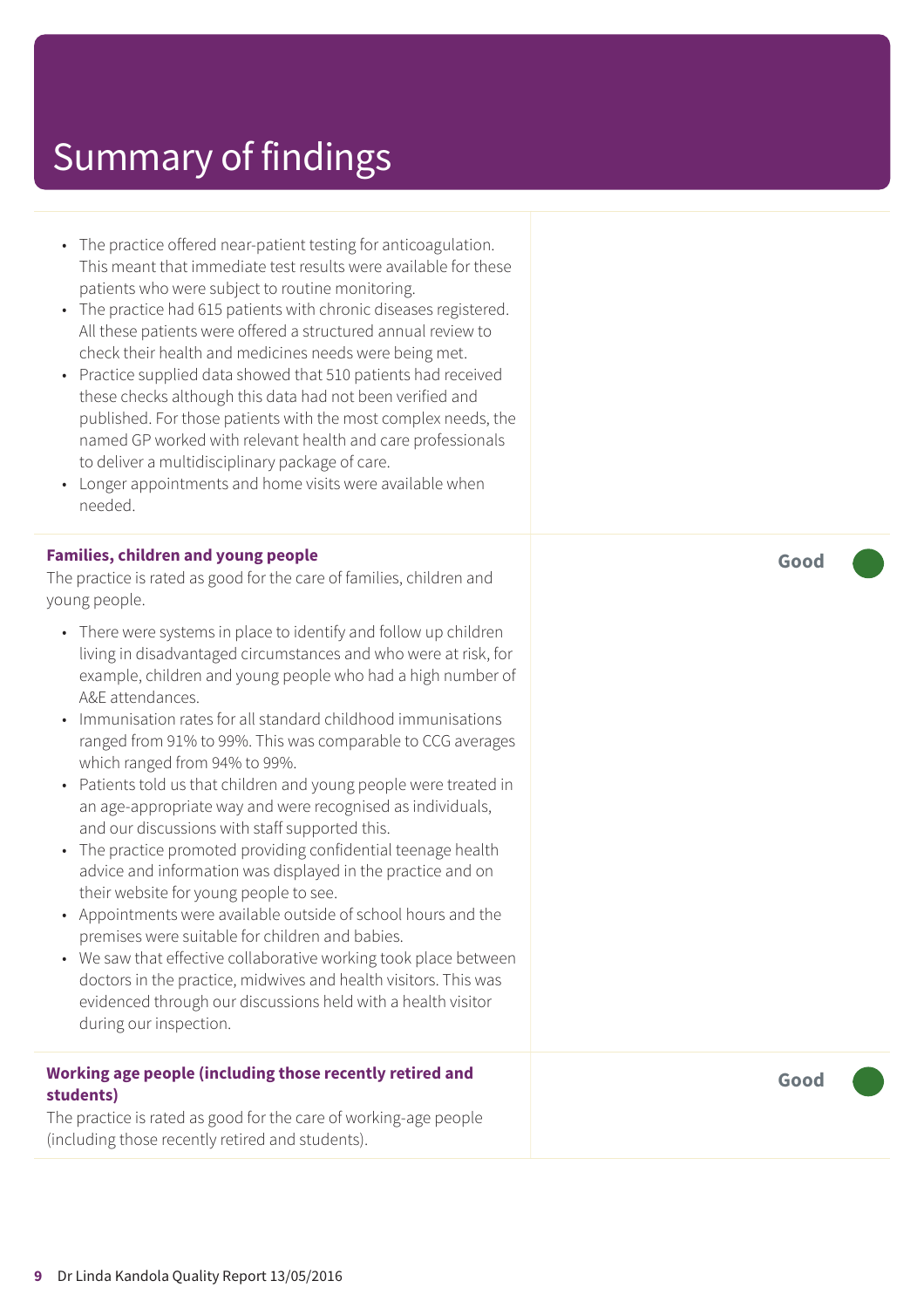# Summary of findings

- The practice offered near-patient testing for anticoagulation. This meant that immediate test results were available for these patients who were subject to routine monitoring.
- The practice had 615 patients with chronic diseases registered. All these patients were offered a structured annual review to check their health and medicines needs were being met.
- Practice supplied data showed that 510 patients had received these checks although this data had not been verified and published. For those patients with the most complex needs, the named GP worked with relevant health and care professionals to deliver a multidisciplinary package of care.
- Longer appointments and home visits were available when needed.

**Families, children and young people** — **Good**

The practice is rated as good for the care of families, children and young people.

- There were systems in place to identify and follow up children living in disadvantaged circumstances and who were at risk, for example, children and young people who had a high number of A&E attendances.
- Immunisation rates for all standard childhood immunisations ranged from 91% to 99%. This was comparable to CCG averages which ranged from 94% to 99%.
- Patients told us that children and young people were treated in an age-appropriate way and were recognised as individuals, and our discussions with staff supported this.
- The practice promoted providing confidential teenage health advice and information was displayed in the practice and on their website for young people to see.
- Appointments were available outside of school hours and the premises were suitable for children and babies.
- We saw that effective collaborative working took place between doctors in the practice, midwives and health visitors. This was evidenced through our discussions held with a health visitor during our inspection.

**Working age people (including those recently retired and students)** — **Good**

The practice is rated as good for the care of working-age people (including those recently retired and students).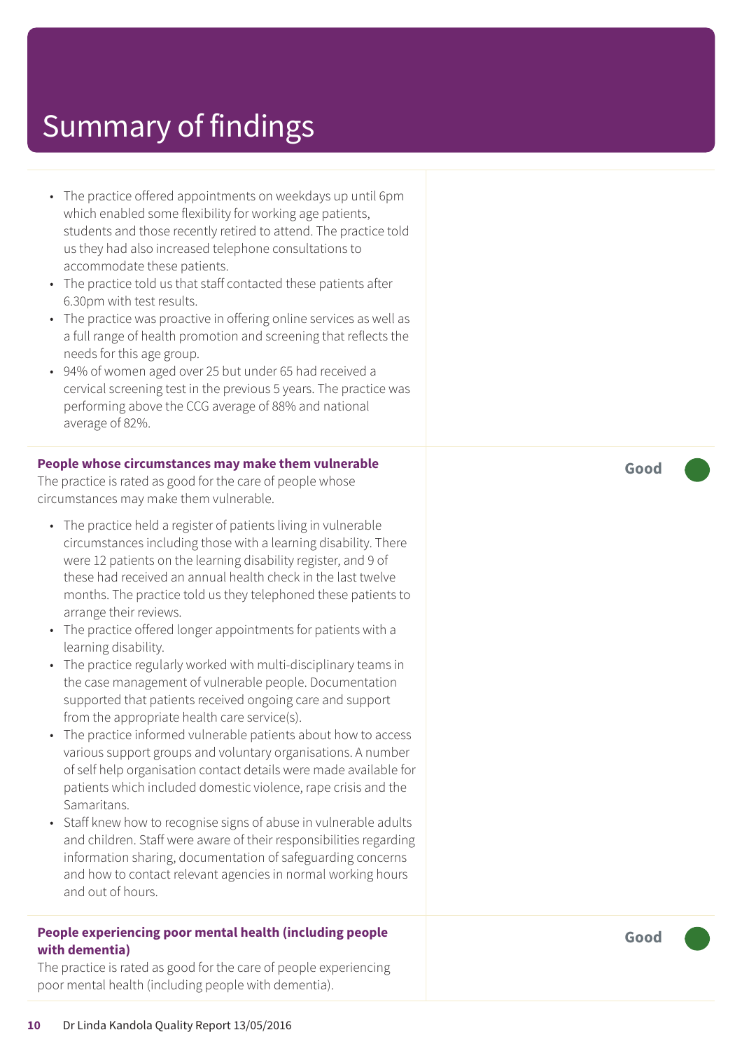# Summary of findings

- The practice offered appointments on weekdays up until 6pm which enabled some flexibility for working age patients, students and those recently retired to attend. The practice told us they had also increased telephone consultations to accommodate these patients.
- The practice told us that staff contacted these patients after 6.30pm with test results.
- The practice was proactive in offering online services as well as a full range of health promotion and screening that reflects the needs for this age group.
- 94% of women aged over 25 but under 65 had received a cervical screening test in the previous 5 years. The practice was performing above the CCG average of 88% and national average of 82%.

**People whose circumstances may make them vulnerable** — **Good**

The practice is rated as good for the care of people whose circumstances may make them vulnerable.

- The practice held a register of patients living in vulnerable circumstances including those with a learning disability. There were 12 patients on the learning disability register, and 9 of these had received an annual health check in the last twelve months. The practice told us they telephoned these patients to arrange their reviews.
- The practice offered longer appointments for patients with a learning disability.
- The practice regularly worked with multi-disciplinary teams in the case management of vulnerable people. Documentation supported that patients received ongoing care and support from the appropriate health care service(s).
- The practice informed vulnerable patients about how to access various support groups and voluntary organisations. A number of self help organisation contact details were made available for patients which included domestic violence, rape crisis and the Samaritans.
- Staff knew how to recognise signs of abuse in vulnerable adults and children. Staff were aware of their responsibilities regarding information sharing, documentation of safeguarding concerns and how to contact relevant agencies in normal working hours and out of hours.

**People experiencing poor mental health (including people with dementia)** — **Good**

The practice is rated as good for the care of people experiencing poor mental health (including people with dementia).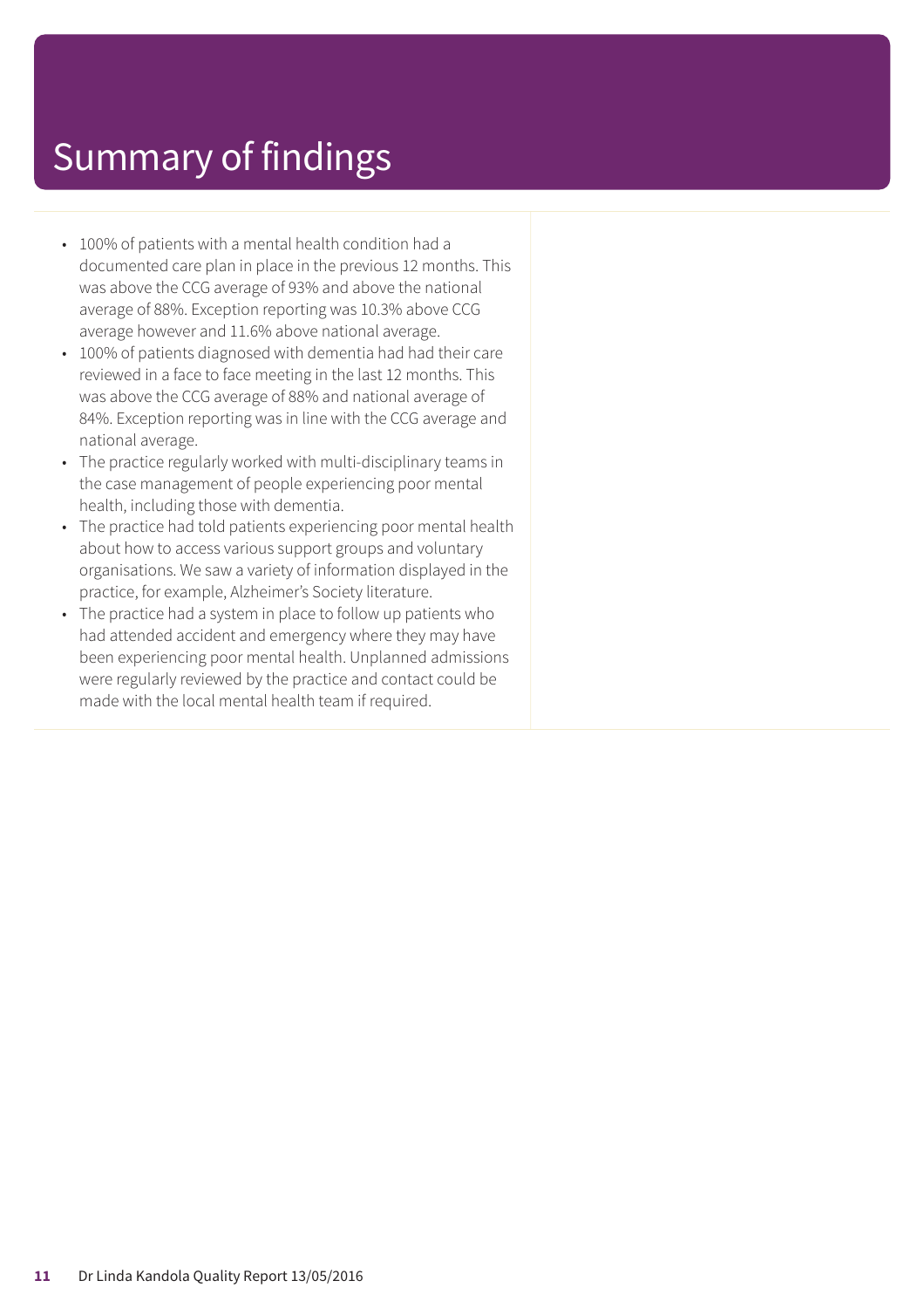# Summary of findings

- 100% of patients with a mental health condition had a documented care plan in place in the previous 12 months. This was above the CCG average of 93% and above the national average of 88%. Exception reporting was 10.3% above CCG average however and 11.6% above national average.
- 100% of patients diagnosed with dementia had had their care reviewed in a face to face meeting in the last 12 months. This was above the CCG average of 88% and national average of 84%. Exception reporting was in line with the CCG average and national average.
- The practice regularly worked with multi-disciplinary teams in the case management of people experiencing poor mental health, including those with dementia.
- The practice had told patients experiencing poor mental health about how to access various support groups and voluntary organisations. We saw a variety of information displayed in the practice, for example, Alzheimer's Society literature.
- The practice had a system in place to follow up patients who had attended accident and emergency where they may have been experiencing poor mental health. Unplanned admissions were regularly reviewed by the practice and contact could be made with the local mental health team if required.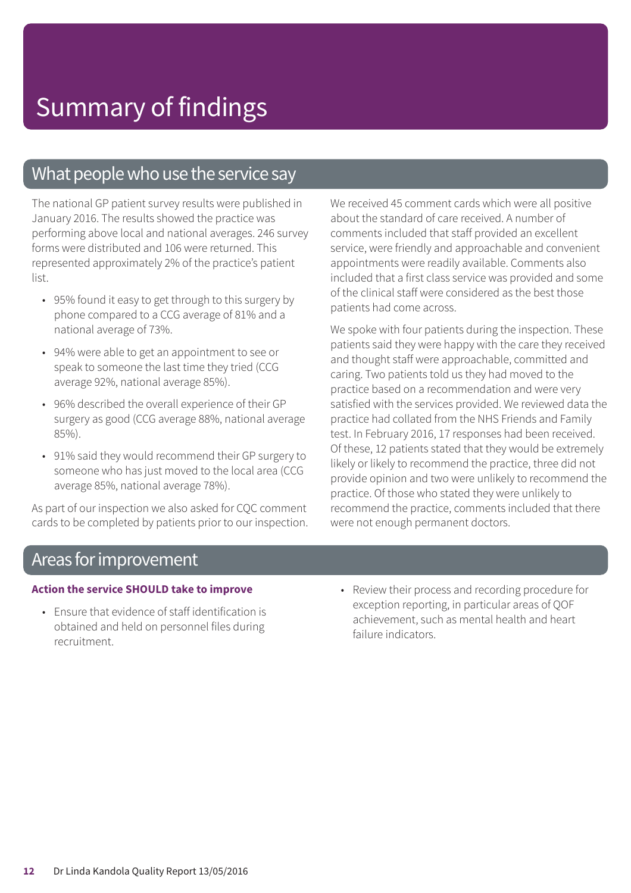# Summary of findings

## What people who use the service say

The national GP patient survey results were published in January 2016. The results showed the practice was performing above local and national averages. 246 survey forms were distributed and 106 were returned. This represented approximately 2% of the practice's patient list.

- 95% found it easy to get through to this surgery by phone compared to a CCG average of 81% and a national average of 73%.
- 94% were able to get an appointment to see or speak to someone the last time they tried (CCG average 92%, national average 85%).
- 96% described the overall experience of their GP surgery as good (CCG average 88%, national average 85%).
- 91% said they would recommend their GP surgery to someone who has just moved to the local area (CCG average 85%, national average 78%).

As part of our inspection we also asked for CQC comment cards to be completed by patients prior to our inspection. We received 45 comment cards which were all positive about the standard of care received. A number of comments included that staff provided an excellent service, were friendly and approachable and convenient appointments were readily available. Comments also included that a first class service was provided and some of the clinical staff were considered as the best those patients had come across.

We spoke with four patients during the inspection. These patients said they were happy with the care they received and thought staff were approachable, committed and caring. Two patients told us they had moved to the practice based on a recommendation and were very satisfied with the services provided. We reviewed data the practice had collated from the NHS Friends and Family test. In February 2016, 17 responses had been received. Of these, 12 patients stated that they would be extremely likely or likely to recommend the practice, three did not provide opinion and two were unlikely to recommend the practice. Of those who stated they were unlikely to recommend the practice, comments included that there were not enough permanent doctors.

## Areas for improvement

**Action the service SHOULD take to improve**

- Ensure that evidence of staff identification is obtained and held on personnel files during recruitment.
- Review their process and recording procedure for exception reporting, in particular areas of QOF achievement, such as mental health and heart failure indicators.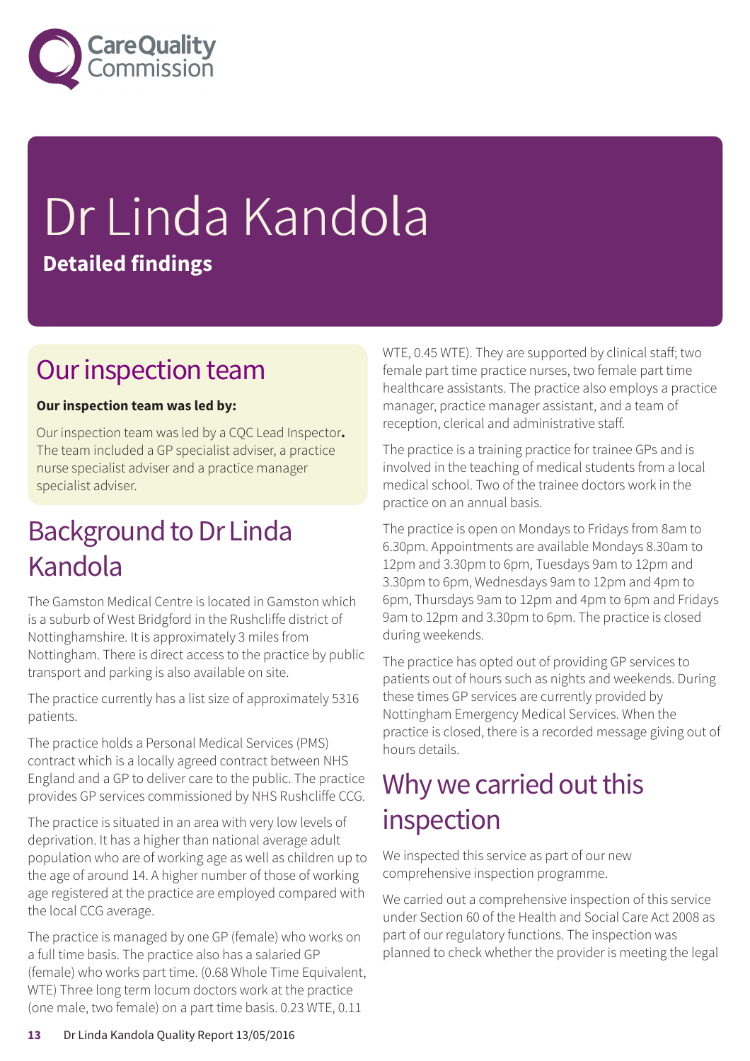# Dr Linda Kandola

**Detailed findings**

## Our inspection team

**Our inspection team was led by:**

Our inspection team was led by a CQC Lead Inspector**.** The team included a GP specialist adviser, a practice nurse specialist adviser and a practice manager specialist adviser.

## Background to Dr Linda Kandola

The Gamston Medical Centre is located in Gamston which is a suburb of West Bridgford in the Rushcliffe district of Nottinghamshire. It is approximately 3 miles from Nottingham. There is direct access to the practice by public transport and parking is also available on site.

The practice currently has a list size of approximately 5316 patients.

The practice holds a Personal Medical Services (PMS) contract which is a locally agreed contract between NHS England and a GP to deliver care to the public. The practice provides GP services commissioned by NHS Rushcliffe CCG.

The practice is situated in an area with very low levels of deprivation. It has a higher than national average adult population who are of working age as well as children up to the age of around 14. A higher number of those of working age registered at the practice are employed compared with the local CCG average.

The practice is managed by one GP (female) who works on a full time basis. The practice also has a salaried GP (female) who works part time. (0.68 Whole Time Equivalent, WTE) Three long term locum doctors work at the practice (one male, two female) on a part time basis. 0.23 WTE, 0.11 WTE, 0.45 WTE). They are supported by clinical staff; two female part time practice nurses, two female part time healthcare assistants. The practice also employs a practice manager, practice manager assistant, and a team of reception, clerical and administrative staff.

The practice is a training practice for trainee GPs and is involved in the teaching of medical students from a local medical school. Two of the trainee doctors work in the practice on an annual basis.

The practice is open on Mondays to Fridays from 8am to 6.30pm. Appointments are available Mondays 8.30am to 12pm and 3.30pm to 6pm, Tuesdays 9am to 12pm and 3.30pm to 6pm, Wednesdays 9am to 12pm and 4pm to 6pm, Thursdays 9am to 12pm and 4pm to 6pm and Fridays 9am to 12pm and 3.30pm to 6pm. The practice is closed during weekends.

The practice has opted out of providing GP services to patients out of hours such as nights and weekends. During these times GP services are currently provided by Nottingham Emergency Medical Services. When the practice is closed, there is a recorded message giving out of hours details.

## Why we carried out this inspection

We inspected this service as part of our new comprehensive inspection programme.

We carried out a comprehensive inspection of this service under Section 60 of the Health and Social Care Act 2008 as part of our regulatory functions. The inspection was planned to check whether the provider is meeting the legal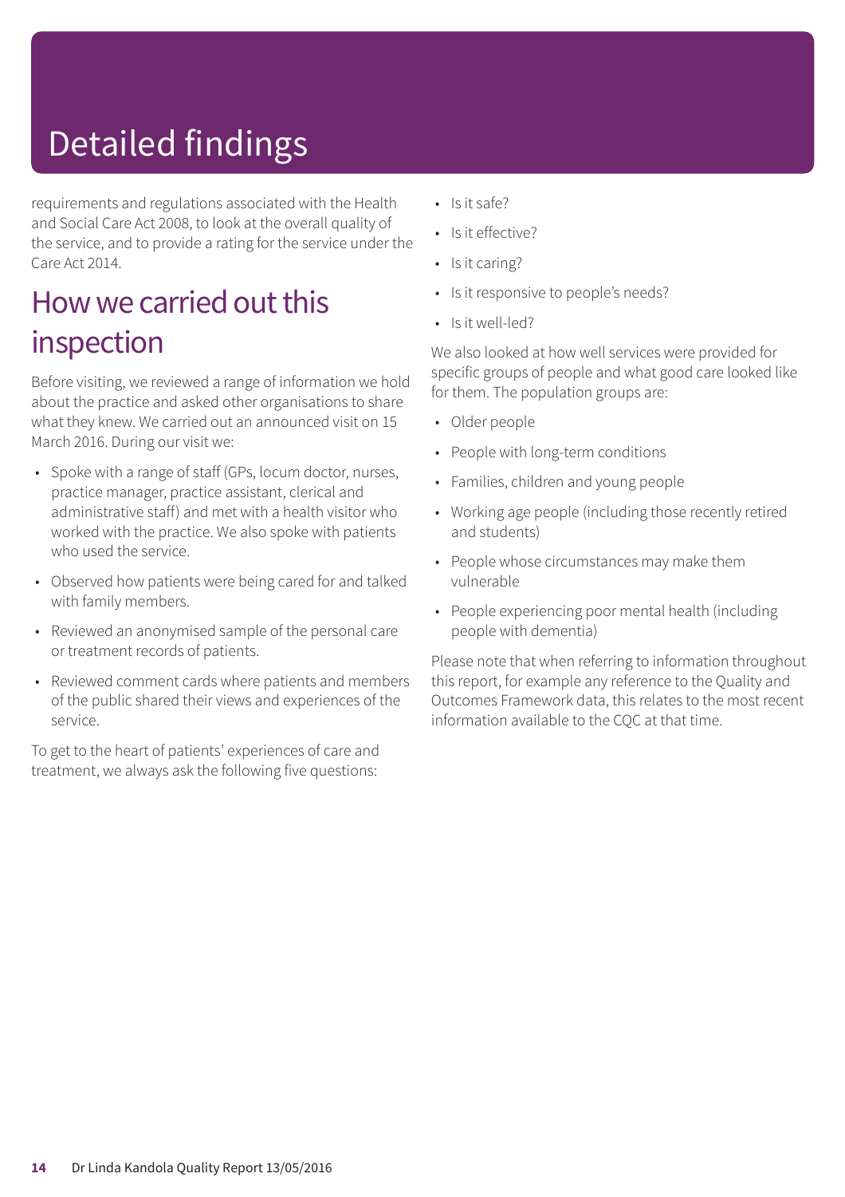# Detailed findings

requirements and regulations associated with the Health and Social Care Act 2008, to look at the overall quality of the service, and to provide a rating for the service under the Care Act 2014.

## How we carried out this inspection

Before visiting, we reviewed a range of information we hold about the practice and asked other organisations to share what they knew. We carried out an announced visit on 15 March 2016. During our visit we:

- Spoke with a range of staff (GPs, locum doctor, nurses, practice manager, practice assistant, clerical and administrative staff) and met with a health visitor who worked with the practice. We also spoke with patients who used the service.
- Observed how patients were being cared for and talked with family members.
- Reviewed an anonymised sample of the personal care or treatment records of patients.
- Reviewed comment cards where patients and members of the public shared their views and experiences of the service.

To get to the heart of patients' experiences of care and treatment, we always ask the following five questions:

- Is it safe?
- Is it effective?
- Is it caring?
- Is it responsive to people's needs?
- Is it well-led?

We also looked at how well services were provided for specific groups of people and what good care looked like for them. The population groups are:

- Older people
- People with long-term conditions
- Families, children and young people
- Working age people (including those recently retired and students)
- People whose circumstances may make them vulnerable
- People experiencing poor mental health (including people with dementia)

Please note that when referring to information throughout this report, for example any reference to the Quality and Outcomes Framework data, this relates to the most recent information available to the CQC at that time.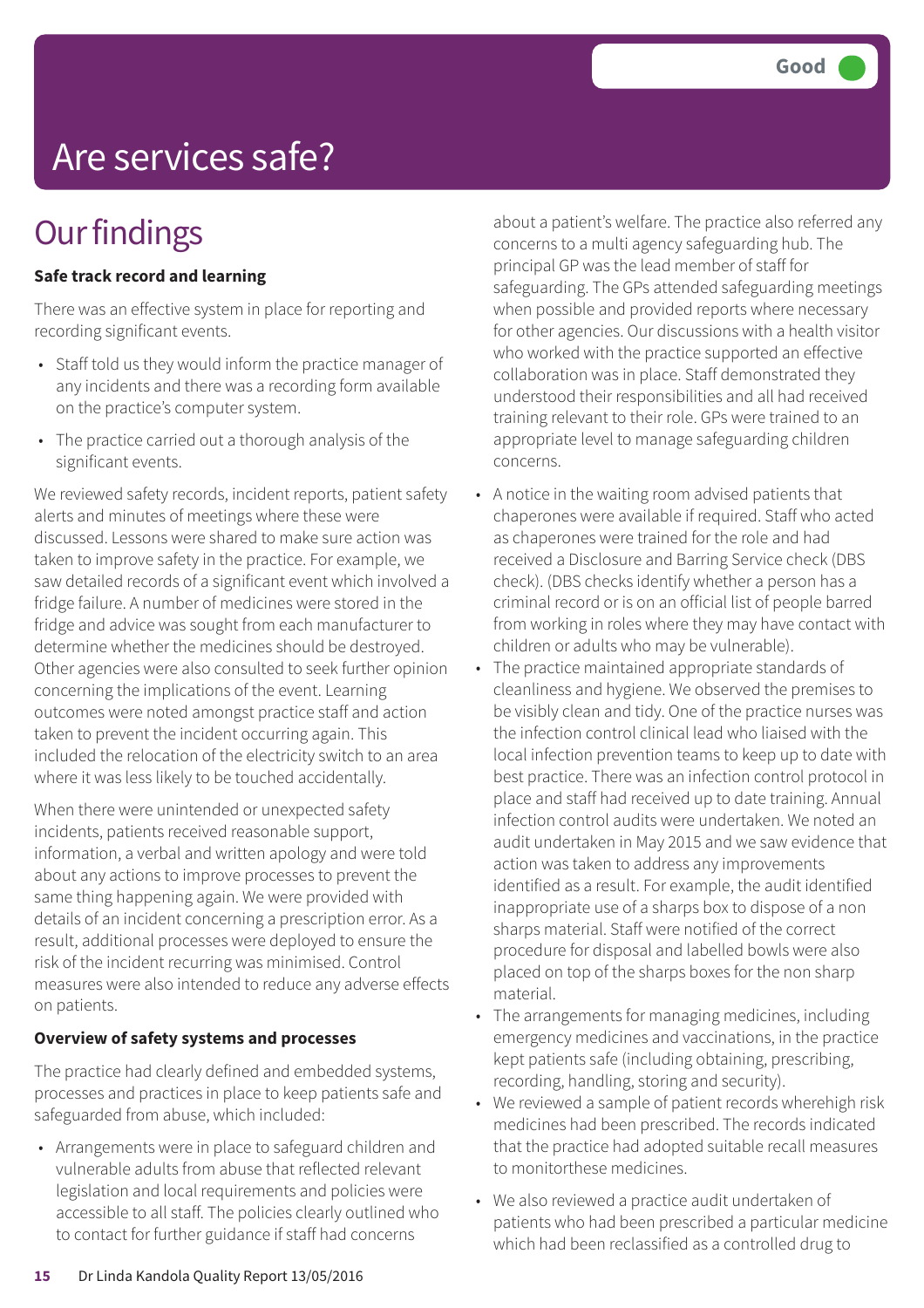Good

# Are services safe?

## Our findings

**Safe track record and learning**

There was an effective system in place for reporting and recording significant events.

- Staff told us they would inform the practice manager of any incidents and there was a recording form available on the practice's computer system.
- The practice carried out a thorough analysis of the significant events.

We reviewed safety records, incident reports, patient safety alerts and minutes of meetings where these were discussed. Lessons were shared to make sure action was taken to improve safety in the practice. For example, we saw detailed records of a significant event which involved a fridge failure. A number of medicines were stored in the fridge and advice was sought from each manufacturer to determine whether the medicines should be destroyed. Other agencies were also consulted to seek further opinion concerning the implications of the event. Learning outcomes were noted amongst practice staff and action taken to prevent the incident occurring again. This included the relocation of the electricity switch to an area where it was less likely to be touched accidentally.

When there were unintended or unexpected safety incidents, patients received reasonable support, information, a verbal and written apology and were told about any actions to improve processes to prevent the same thing happening again. We were provided with details of an incident concerning a prescription error. As a result, additional processes were deployed to ensure the risk of the incident recurring was minimised. Control measures were also intended to reduce any adverse effects on patients.

**Overview of safety systems and processes**

The practice had clearly defined and embedded systems, processes and practices in place to keep patients safe and safeguarded from abuse, which included:

- Arrangements were in place to safeguard children and vulnerable adults from abuse that reflected relevant legislation and local requirements and policies were accessible to all staff. The policies clearly outlined who to contact for further guidance if staff had concerns about a patient's welfare. The practice also referred any concerns to a multi agency safeguarding hub. The principal GP was the lead member of staff for safeguarding. The GPs attended safeguarding meetings when possible and provided reports where necessary for other agencies. Our discussions with a health visitor who worked with the practice supported an effective collaboration was in place. Staff demonstrated they understood their responsibilities and all had received training relevant to their role. GPs were trained to an appropriate level to manage safeguarding children concerns.
- A notice in the waiting room advised patients that chaperones were available if required. Staff who acted as chaperones were trained for the role and had received a Disclosure and Barring Service check (DBS check). (DBS checks identify whether a person has a criminal record or is on an official list of people barred from working in roles where they may have contact with children or adults who may be vulnerable).
- The practice maintained appropriate standards of cleanliness and hygiene. We observed the premises to be visibly clean and tidy. One of the practice nurses was the infection control clinical lead who liaised with the local infection prevention teams to keep up to date with best practice. There was an infection control protocol in place and staff had received up to date training. Annual infection control audits were undertaken. We noted an audit undertaken in May 2015 and we saw evidence that action was taken to address any improvements identified as a result. For example, the audit identified inappropriate use of a sharps box to dispose of a non sharps material. Staff were notified of the correct procedure for disposal and labelled bowls were also placed on top of the sharps boxes for the non sharp material.
- The arrangements for managing medicines, including emergency medicines and vaccinations, in the practice kept patients safe (including obtaining, prescribing, recording, handling, storing and security).
- We reviewed a sample of patient records wherehigh risk medicines had been prescribed. The records indicated that the practice had adopted suitable recall measures to monitorthese medicines.
- We also reviewed a practice audit undertaken of patients who had been prescribed a particular medicine which had been reclassified as a controlled drug to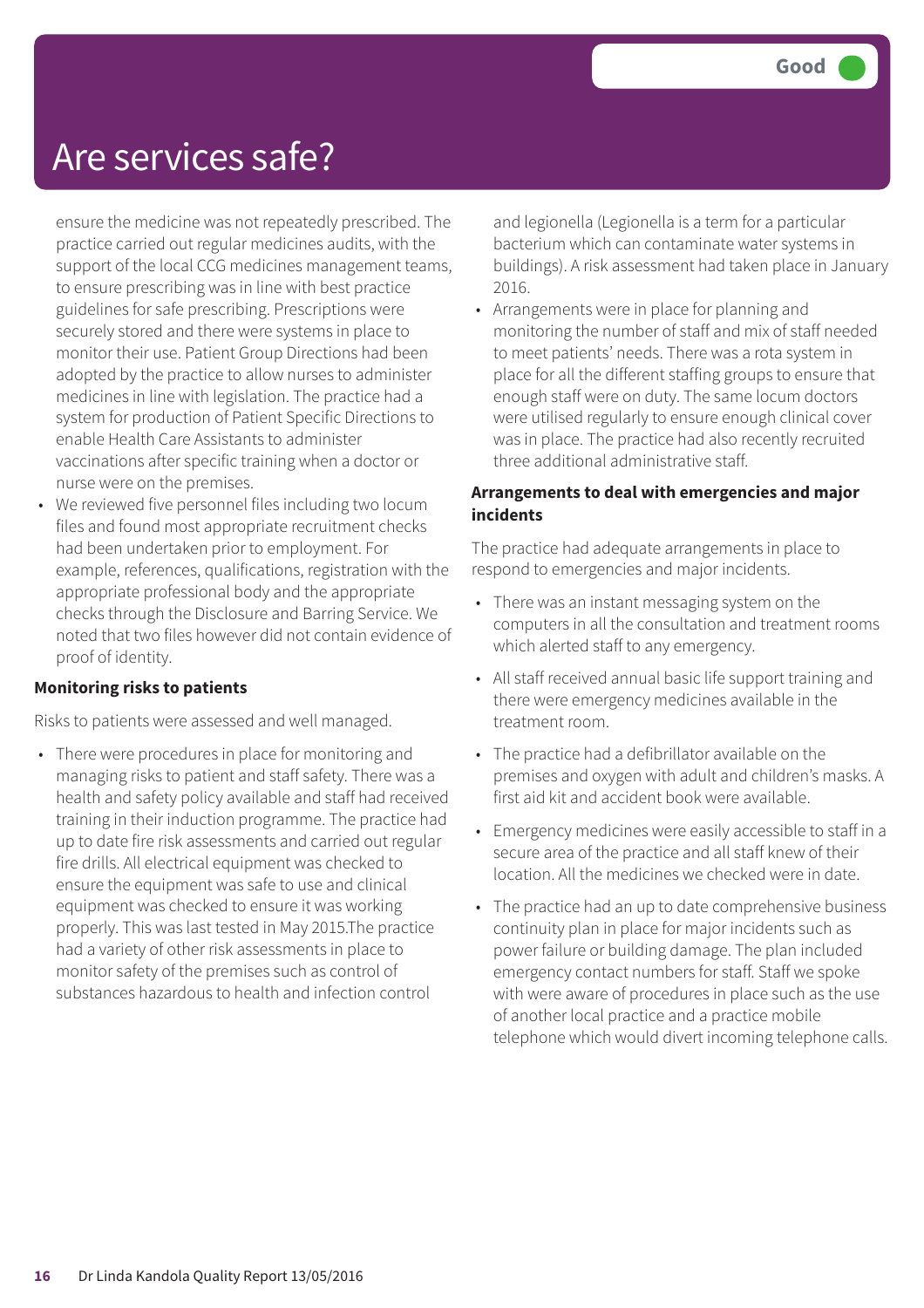# Are services safe?

Good

ensure the medicine was not repeatedly prescribed. The practice carried out regular medicines audits, with the support of the local CCG medicines management teams, to ensure prescribing was in line with best practice guidelines for safe prescribing. Prescriptions were securely stored and there were systems in place to monitor their use. Patient Group Directions had been adopted by the practice to allow nurses to administer medicines in line with legislation. The practice had a system for production of Patient Specific Directions to enable Health Care Assistants to administer vaccinations after specific training when a doctor or nurse were on the premises.

- We reviewed five personnel files including two locum files and found most appropriate recruitment checks had been undertaken prior to employment. For example, references, qualifications, registration with the appropriate professional body and the appropriate checks through the Disclosure and Barring Service. We noted that two files however did not contain evidence of proof of identity.

**Monitoring risks to patients**

Risks to patients were assessed and well managed.

- There were procedures in place for monitoring and managing risks to patient and staff safety. There was a health and safety policy available and staff had received training in their induction programme. The practice had up to date fire risk assessments and carried out regular fire drills. All electrical equipment was checked to ensure the equipment was safe to use and clinical equipment was checked to ensure it was working properly. This was last tested in May 2015.The practice had a variety of other risk assessments in place to monitor safety of the premises such as control of substances hazardous to health and infection control and legionella (Legionella is a term for a particular bacterium which can contaminate water systems in buildings). A risk assessment had taken place in January 2016.
- Arrangements were in place for planning and monitoring the number of staff and mix of staff needed to meet patients' needs. There was a rota system in place for all the different staffing groups to ensure that enough staff were on duty. The same locum doctors were utilised regularly to ensure enough clinical cover was in place. The practice had also recently recruited three additional administrative staff.

**Arrangements to deal with emergencies and major incidents**

The practice had adequate arrangements in place to respond to emergencies and major incidents.

- There was an instant messaging system on the computers in all the consultation and treatment rooms which alerted staff to any emergency.
- All staff received annual basic life support training and there were emergency medicines available in the treatment room.
- The practice had a defibrillator available on the premises and oxygen with adult and children's masks. A first aid kit and accident book were available.
- Emergency medicines were easily accessible to staff in a secure area of the practice and all staff knew of their location. All the medicines we checked were in date.
- The practice had an up to date comprehensive business continuity plan in place for major incidents such as power failure or building damage. The plan included emergency contact numbers for staff. Staff we spoke with were aware of procedures in place such as the use of another local practice and a practice mobile telephone which would divert incoming telephone calls.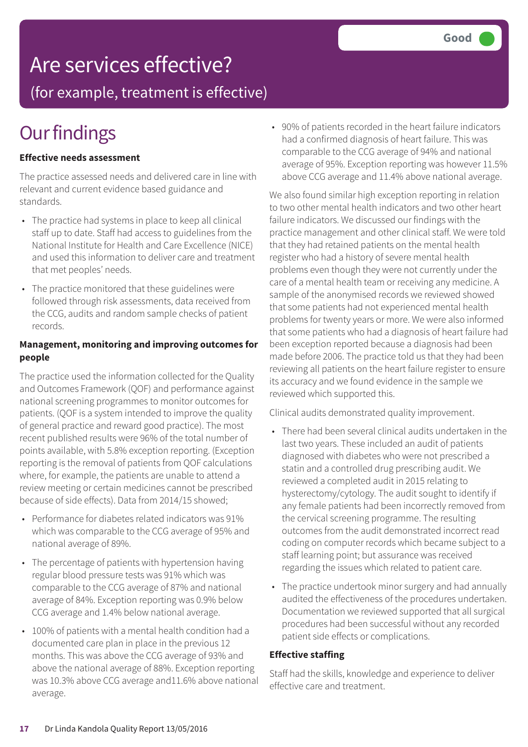# Are services effective?

(for example, treatment is effective)

**Good**

# Our findings

**Effective needs assessment**

The practice assessed needs and delivered care in line with relevant and current evidence based guidance and standards.

- The practice had systems in place to keep all clinical staff up to date. Staff had access to guidelines from the National Institute for Health and Care Excellence (NICE) and used this information to deliver care and treatment that met peoples' needs.
- The practice monitored that these guidelines were followed through risk assessments, data received from the CCG, audits and random sample checks of patient records.

**Management, monitoring and improving outcomes for people**

The practice used the information collected for the Quality and Outcomes Framework (QOF) and performance against national screening programmes to monitor outcomes for patients. (QOF is a system intended to improve the quality of general practice and reward good practice). The most recent published results were 96% of the total number of points available, with 5.8% exception reporting. (Exception reporting is the removal of patients from QOF calculations where, for example, the patients are unable to attend a review meeting or certain medicines cannot be prescribed because of side effects). Data from 2014/15 showed;

- Performance for diabetes related indicators was 91% which was comparable to the CCG average of 95% and national average of 89%.
- The percentage of patients with hypertension having regular blood pressure tests was 91% which was comparable to the CCG average of 87% and national average of 84%. Exception reporting was 0.9% below CCG average and 1.4% below national average.
- 100% of patients with a mental health condition had a documented care plan in place in the previous 12 months. This was above the CCG average of 93% and above the national average of 88%. Exception reporting was 10.3% above CCG average and11.6% above national average.
- 90% of patients recorded in the heart failure indicators had a confirmed diagnosis of heart failure. This was comparable to the CCG average of 94% and national average of 95%. Exception reporting was however 11.5% above CCG average and 11.4% above national average.

We also found similar high exception reporting in relation to two other mental health indicators and two other heart failure indicators. We discussed our findings with the practice management and other clinical staff. We were told that they had retained patients on the mental health register who had a history of severe mental health problems even though they were not currently under the care of a mental health team or receiving any medicine. A sample of the anonymised records we reviewed showed that some patients had not experienced mental health problems for twenty years or more. We were also informed that some patients who had a diagnosis of heart failure had been exception reported because a diagnosis had been made before 2006. The practice told us that they had been reviewing all patients on the heart failure register to ensure its accuracy and we found evidence in the sample we reviewed which supported this.

Clinical audits demonstrated quality improvement.

- There had been several clinical audits undertaken in the last two years. These included an audit of patients diagnosed with diabetes who were not prescribed a statin and a controlled drug prescribing audit. We reviewed a completed audit in 2015 relating to hysterectomy/cytology. The audit sought to identify if any female patients had been incorrectly removed from the cervical screening programme. The resulting outcomes from the audit demonstrated incorrect read coding on computer records which became subject to a staff learning point; but assurance was received regarding the issues which related to patient care.
- The practice undertook minor surgery and had annually audited the effectiveness of the procedures undertaken. Documentation we reviewed supported that all surgical procedures had been successful without any recorded patient side effects or complications.

**Effective staffing**

Staff had the skills, knowledge and experience to deliver effective care and treatment.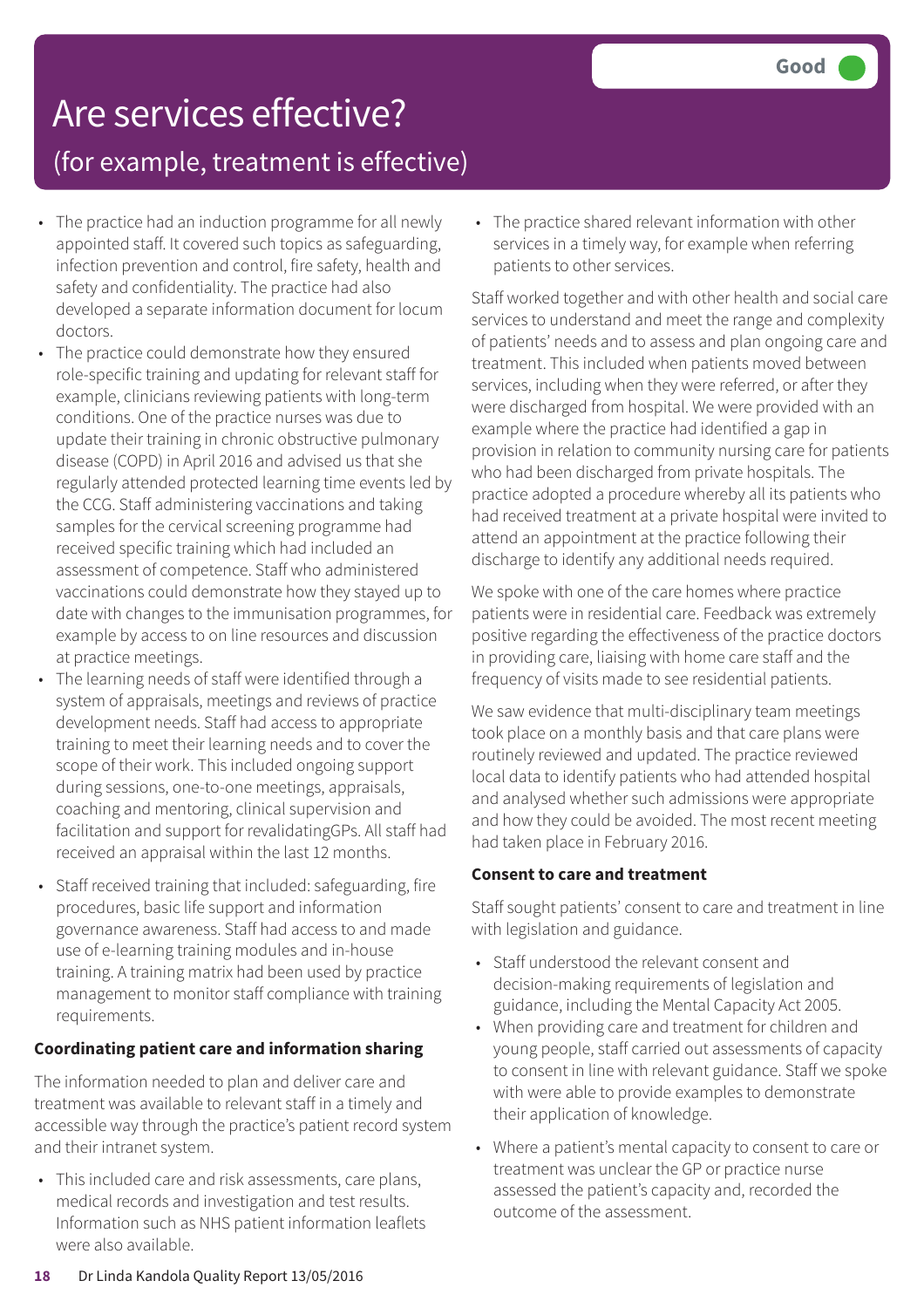# Are services effective?

## (for example, treatment is effective)

**Good**

- The practice had an induction programme for all newly appointed staff. It covered such topics as safeguarding, infection prevention and control, fire safety, health and safety and confidentiality. The practice had also developed a separate information document for locum doctors.
- The practice could demonstrate how they ensured role-specific training and updating for relevant staff for example, clinicians reviewing patients with long-term conditions. One of the practice nurses was due to update their training in chronic obstructive pulmonary disease (COPD) in April 2016 and advised us that she regularly attended protected learning time events led by the CCG. Staff administering vaccinations and taking samples for the cervical screening programme had received specific training which had included an assessment of competence. Staff who administered vaccinations could demonstrate how they stayed up to date with changes to the immunisation programmes, for example by access to on line resources and discussion at practice meetings.
- The learning needs of staff were identified through a system of appraisals, meetings and reviews of practice development needs. Staff had access to appropriate training to meet their learning needs and to cover the scope of their work. This included ongoing support during sessions, one-to-one meetings, appraisals, coaching and mentoring, clinical supervision and facilitation and support for revalidatingGPs. All staff had received an appraisal within the last 12 months.
- Staff received training that included: safeguarding, fire procedures, basic life support and information governance awareness. Staff had access to and made use of e-learning training modules and in-house training. A training matrix had been used by practice management to monitor staff compliance with training requirements.

**Coordinating patient care and information sharing**

The information needed to plan and deliver care and treatment was available to relevant staff in a timely and accessible way through the practice's patient record system and their intranet system.

- This included care and risk assessments, care plans, medical records and investigation and test results. Information such as NHS patient information leaflets were also available.
- The practice shared relevant information with other services in a timely way, for example when referring patients to other services.

Staff worked together and with other health and social care services to understand and meet the range and complexity of patients' needs and to assess and plan ongoing care and treatment. This included when patients moved between services, including when they were referred, or after they were discharged from hospital. We were provided with an example where the practice had identified a gap in provision in relation to community nursing care for patients who had been discharged from private hospitals. The practice adopted a procedure whereby all its patients who had received treatment at a private hospital were invited to attend an appointment at the practice following their discharge to identify any additional needs required.

We spoke with one of the care homes where practice patients were in residential care. Feedback was extremely positive regarding the effectiveness of the practice doctors in providing care, liaising with home care staff and the frequency of visits made to see residential patients.

We saw evidence that multi-disciplinary team meetings took place on a monthly basis and that care plans were routinely reviewed and updated. The practice reviewed local data to identify patients who had attended hospital and analysed whether such admissions were appropriate and how they could be avoided. The most recent meeting had taken place in February 2016.

**Consent to care and treatment**

Staff sought patients' consent to care and treatment in line with legislation and guidance.

- Staff understood the relevant consent and decision-making requirements of legislation and guidance, including the Mental Capacity Act 2005.
- When providing care and treatment for children and young people, staff carried out assessments of capacity to consent in line with relevant guidance. Staff we spoke with were able to provide examples to demonstrate their application of knowledge.
- Where a patient's mental capacity to consent to care or treatment was unclear the GP or practice nurse assessed the patient's capacity and, recorded the outcome of the assessment.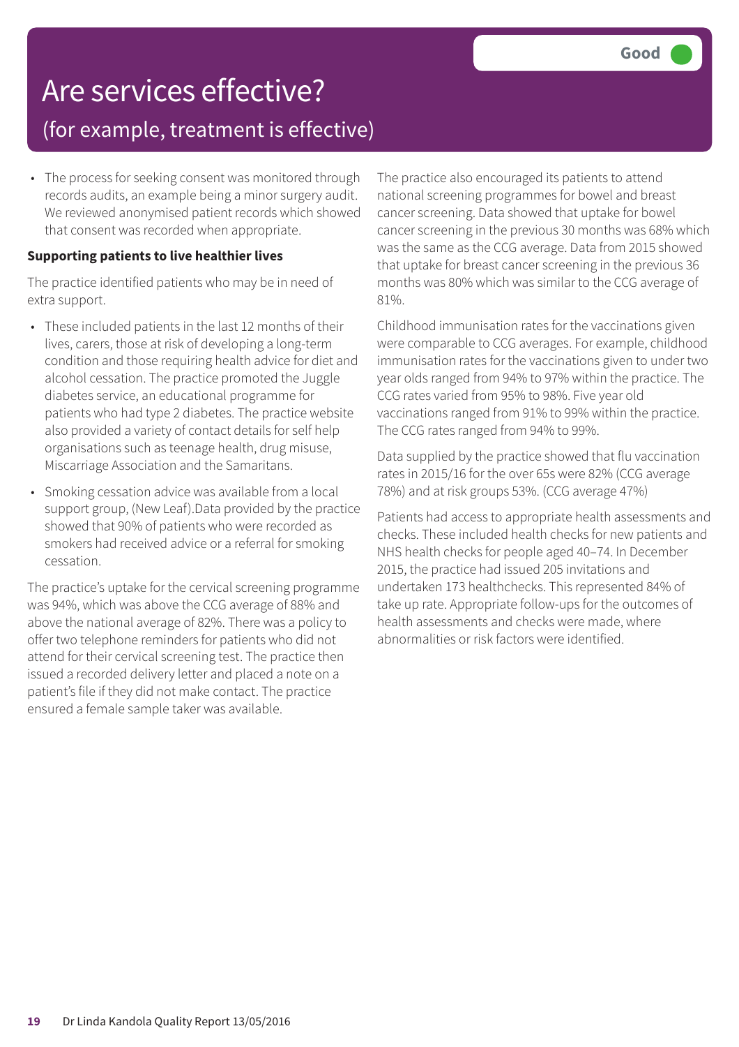# Are services effective?

## (for example, treatment is effective)

Good

- The process for seeking consent was monitored through records audits, an example being a minor surgery audit. We reviewed anonymised patient records which showed that consent was recorded when appropriate.

**Supporting patients to live healthier lives**

The practice identified patients who may be in need of extra support.

- These included patients in the last 12 months of their lives, carers, those at risk of developing a long-term condition and those requiring health advice for diet and alcohol cessation. The practice promoted the Juggle diabetes service, an educational programme for patients who had type 2 diabetes. The practice website also provided a variety of contact details for self help organisations such as teenage health, drug misuse, Miscarriage Association and the Samaritans.
- Smoking cessation advice was available from a local support group, (New Leaf).Data provided by the practice showed that 90% of patients who were recorded as smokers had received advice or a referral for smoking cessation.

The practice's uptake for the cervical screening programme was 94%, which was above the CCG average of 88% and above the national average of 82%. There was a policy to offer two telephone reminders for patients who did not attend for their cervical screening test. The practice then issued a recorded delivery letter and placed a note on a patient's file if they did not make contact. The practice ensured a female sample taker was available.

The practice also encouraged its patients to attend national screening programmes for bowel and breast cancer screening. Data showed that uptake for bowel cancer screening in the previous 30 months was 68% which was the same as the CCG average. Data from 2015 showed that uptake for breast cancer screening in the previous 36 months was 80% which was similar to the CCG average of 81%.

Childhood immunisation rates for the vaccinations given were comparable to CCG averages. For example, childhood immunisation rates for the vaccinations given to under two year olds ranged from 94% to 97% within the practice. The CCG rates varied from 95% to 98%. Five year old vaccinations ranged from 91% to 99% within the practice. The CCG rates ranged from 94% to 99%.

Data supplied by the practice showed that flu vaccination rates in 2015/16 for the over 65s were 82% (CCG average 78%) and at risk groups 53%. (CCG average 47%)

Patients had access to appropriate health assessments and checks. These included health checks for new patients and NHS health checks for people aged 40–74. In December 2015, the practice had issued 205 invitations and undertaken 173 healthchecks. This represented 84% of take up rate. Appropriate follow-ups for the outcomes of health assessments and checks were made, where abnormalities or risk factors were identified.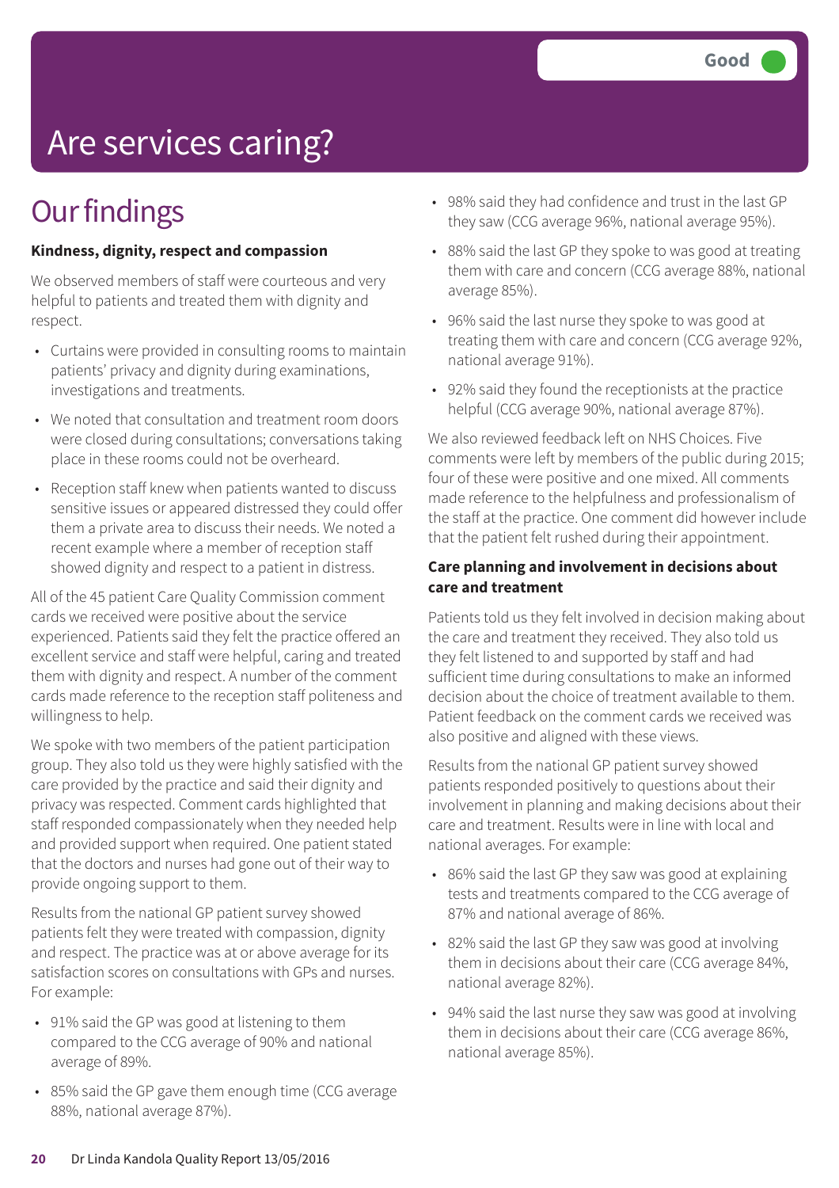Good

# Are services caring?

## Our findings

**Kindness, dignity, respect and compassion**

We observed members of staff were courteous and very helpful to patients and treated them with dignity and respect.

- Curtains were provided in consulting rooms to maintain patients' privacy and dignity during examinations, investigations and treatments.
- We noted that consultation and treatment room doors were closed during consultations; conversations taking place in these rooms could not be overheard.
- Reception staff knew when patients wanted to discuss sensitive issues or appeared distressed they could offer them a private area to discuss their needs. We noted a recent example where a member of reception staff showed dignity and respect to a patient in distress.

All of the 45 patient Care Quality Commission comment cards we received were positive about the service experienced. Patients said they felt the practice offered an excellent service and staff were helpful, caring and treated them with dignity and respect. A number of the comment cards made reference to the reception staff politeness and willingness to help.

We spoke with two members of the patient participation group. They also told us they were highly satisfied with the care provided by the practice and said their dignity and privacy was respected. Comment cards highlighted that staff responded compassionately when they needed help and provided support when required. One patient stated that the doctors and nurses had gone out of their way to provide ongoing support to them.

Results from the national GP patient survey showed patients felt they were treated with compassion, dignity and respect. The practice was at or above average for its satisfaction scores on consultations with GPs and nurses. For example:

- 91% said the GP was good at listening to them compared to the CCG average of 90% and national average of 89%.
- 85% said the GP gave them enough time (CCG average 88%, national average 87%).
- 98% said they had confidence and trust in the last GP they saw (CCG average 96%, national average 95%).
- 88% said the last GP they spoke to was good at treating them with care and concern (CCG average 88%, national average 85%).
- 96% said the last nurse they spoke to was good at treating them with care and concern (CCG average 92%, national average 91%).
- 92% said they found the receptionists at the practice helpful (CCG average 90%, national average 87%).

We also reviewed feedback left on NHS Choices. Five comments were left by members of the public during 2015; four of these were positive and one mixed. All comments made reference to the helpfulness and professionalism of the staff at the practice. One comment did however include that the patient felt rushed during their appointment.

**Care planning and involvement in decisions about care and treatment**

Patients told us they felt involved in decision making about the care and treatment they received. They also told us they felt listened to and supported by staff and had sufficient time during consultations to make an informed decision about the choice of treatment available to them. Patient feedback on the comment cards we received was also positive and aligned with these views.

Results from the national GP patient survey showed patients responded positively to questions about their involvement in planning and making decisions about their care and treatment. Results were in line with local and national averages. For example:

- 86% said the last GP they saw was good at explaining tests and treatments compared to the CCG average of 87% and national average of 86%.
- 82% said the last GP they saw was good at involving them in decisions about their care (CCG average 84%, national average 82%).
- 94% said the last nurse they saw was good at involving them in decisions about their care (CCG average 86%, national average 85%).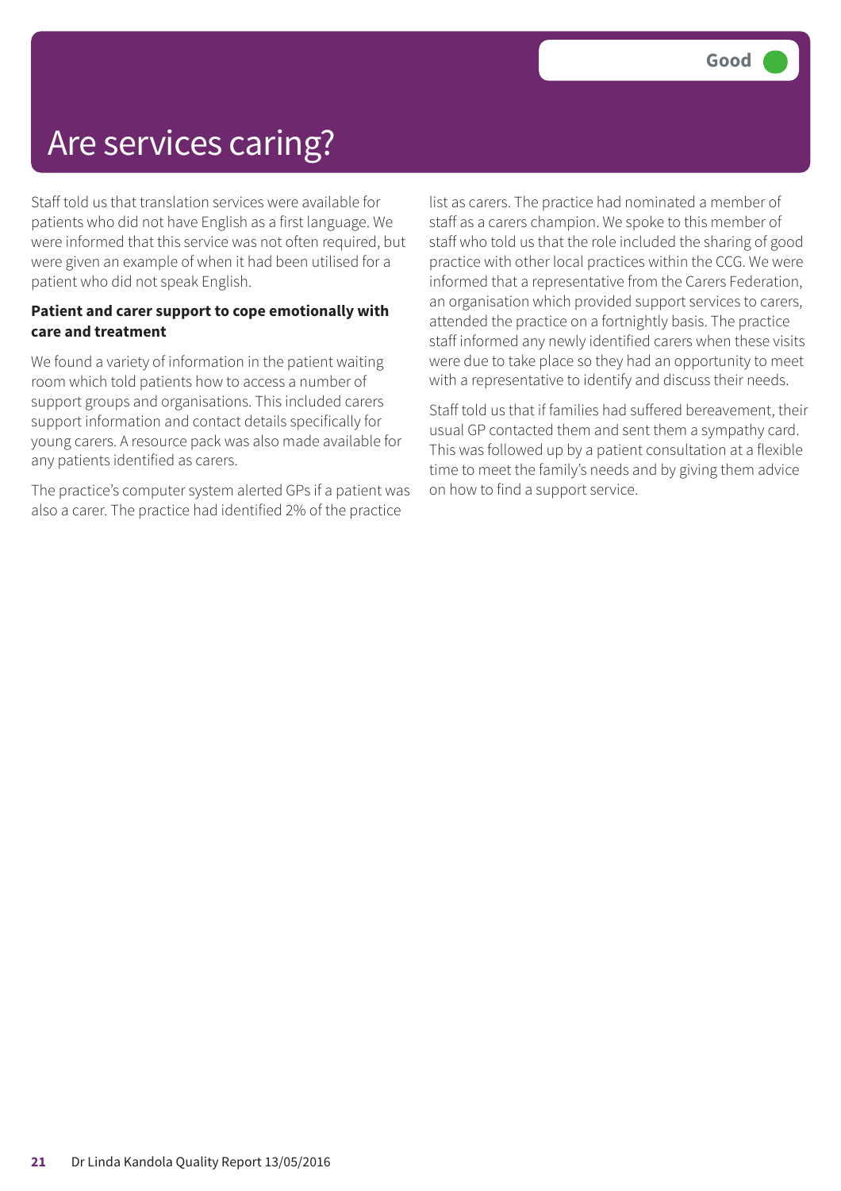# Are services caring?

**Good**

Staff told us that translation services were available for patients who did not have English as a first language. We were informed that this service was not often required, but were given an example of when it had been utilised for a patient who did not speak English.

**Patient and carer support to cope emotionally with care and treatment**

We found a variety of information in the patient waiting room which told patients how to access a number of support groups and organisations. This included carers support information and contact details specifically for young carers. A resource pack was also made available for any patients identified as carers.

The practice's computer system alerted GPs if a patient was also a carer. The practice had identified 2% of the practice list as carers. The practice had nominated a member of staff as a carers champion. We spoke to this member of staff who told us that the role included the sharing of good practice with other local practices within the CCG. We were informed that a representative from the Carers Federation, an organisation which provided support services to carers, attended the practice on a fortnightly basis. The practice staff informed any newly identified carers when these visits were due to take place so they had an opportunity to meet with a representative to identify and discuss their needs.

Staff told us that if families had suffered bereavement, their usual GP contacted them and sent them a sympathy card. This was followed up by a patient consultation at a flexible time to meet the family's needs and by giving them advice on how to find a support service.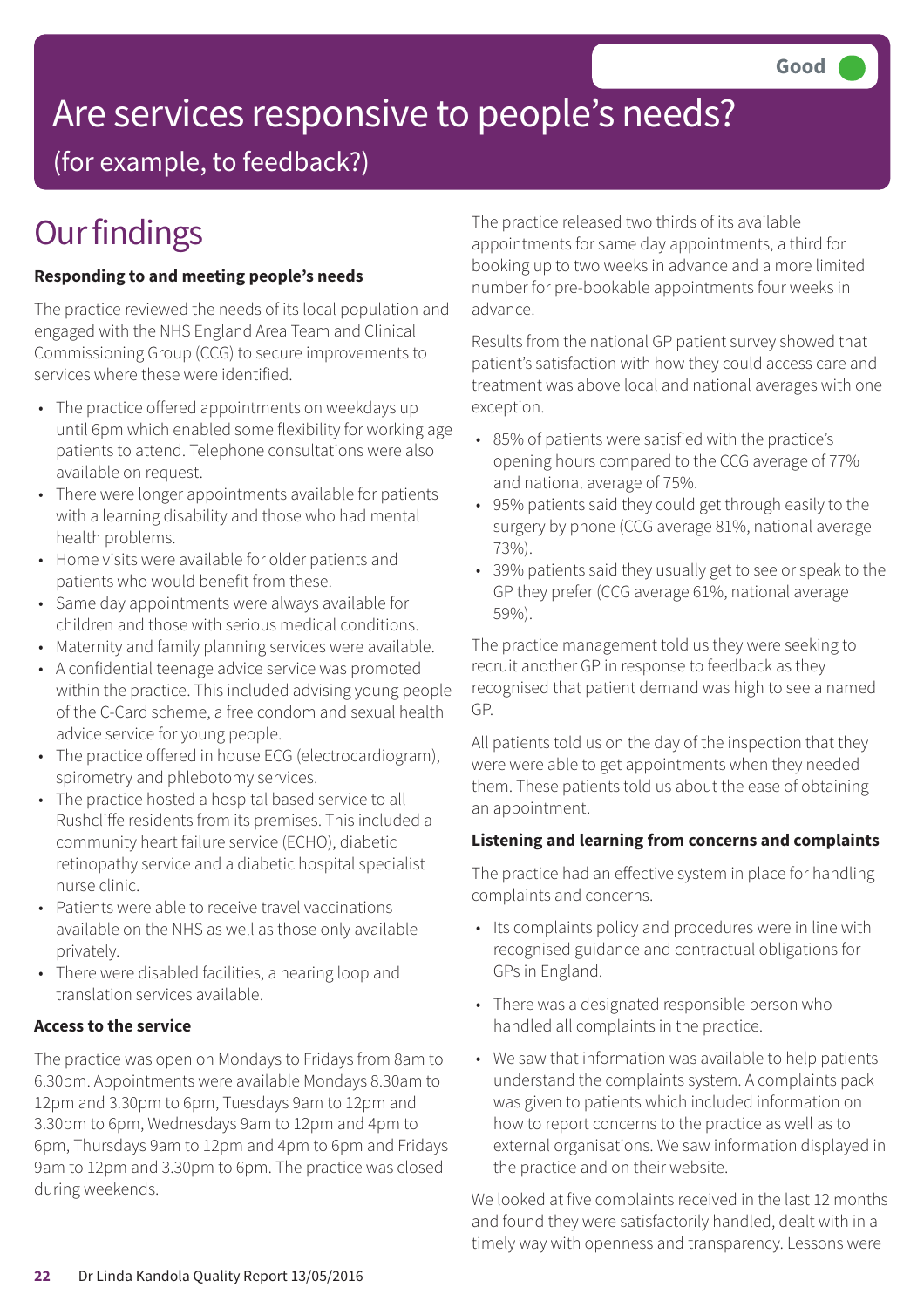Good

# Are services responsive to people's needs?

## (for example, to feedback?)

# Our findings

**Responding to and meeting people's needs**

The practice reviewed the needs of its local population and engaged with the NHS England Area Team and Clinical Commissioning Group (CCG) to secure improvements to services where these were identified.

- The practice offered appointments on weekdays up until 6pm which enabled some flexibility for working age patients to attend. Telephone consultations were also available on request.
- There were longer appointments available for patients with a learning disability and those who had mental health problems.
- Home visits were available for older patients and patients who would benefit from these.
- Same day appointments were always available for children and those with serious medical conditions.
- Maternity and family planning services were available.
- A confidential teenage advice service was promoted within the practice. This included advising young people of the C-Card scheme, a free condom and sexual health advice service for young people.
- The practice offered in house ECG (electrocardiogram), spirometry and phlebotomy services.
- The practice hosted a hospital based service to all Rushcliffe residents from its premises. This included a community heart failure service (ECHO), diabetic retinopathy service and a diabetic hospital specialist nurse clinic.
- Patients were able to receive travel vaccinations available on the NHS as well as those only available privately.
- There were disabled facilities, a hearing loop and translation services available.

**Access to the service**

The practice was open on Mondays to Fridays from 8am to 6.30pm. Appointments were available Mondays 8.30am to 12pm and 3.30pm to 6pm, Tuesdays 9am to 12pm and 3.30pm to 6pm, Wednesdays 9am to 12pm and 4pm to 6pm, Thursdays 9am to 12pm and 4pm to 6pm and Fridays 9am to 12pm and 3.30pm to 6pm. The practice was closed during weekends.

The practice released two thirds of its available appointments for same day appointments, a third for booking up to two weeks in advance and a more limited number for pre-bookable appointments four weeks in advance.

Results from the national GP patient survey showed that patient's satisfaction with how they could access care and treatment was above local and national averages with one exception.

- 85% of patients were satisfied with the practice's opening hours compared to the CCG average of 77% and national average of 75%.
- 95% patients said they could get through easily to the surgery by phone (CCG average 81%, national average 73%).
- 39% patients said they usually get to see or speak to the GP they prefer (CCG average 61%, national average 59%).

The practice management told us they were seeking to recruit another GP in response to feedback as they recognised that patient demand was high to see a named GP.

All patients told us on the day of the inspection that they were were able to get appointments when they needed them. These patients told us about the ease of obtaining an appointment.

**Listening and learning from concerns and complaints**

The practice had an effective system in place for handling complaints and concerns.

- Its complaints policy and procedures were in line with recognised guidance and contractual obligations for GPs in England.
- There was a designated responsible person who handled all complaints in the practice.
- We saw that information was available to help patients understand the complaints system. A complaints pack was given to patients which included information on how to report concerns to the practice as well as to external organisations. We saw information displayed in the practice and on their website.

We looked at five complaints received in the last 12 months and found they were satisfactorily handled, dealt with in a timely way with openness and transparency. Lessons were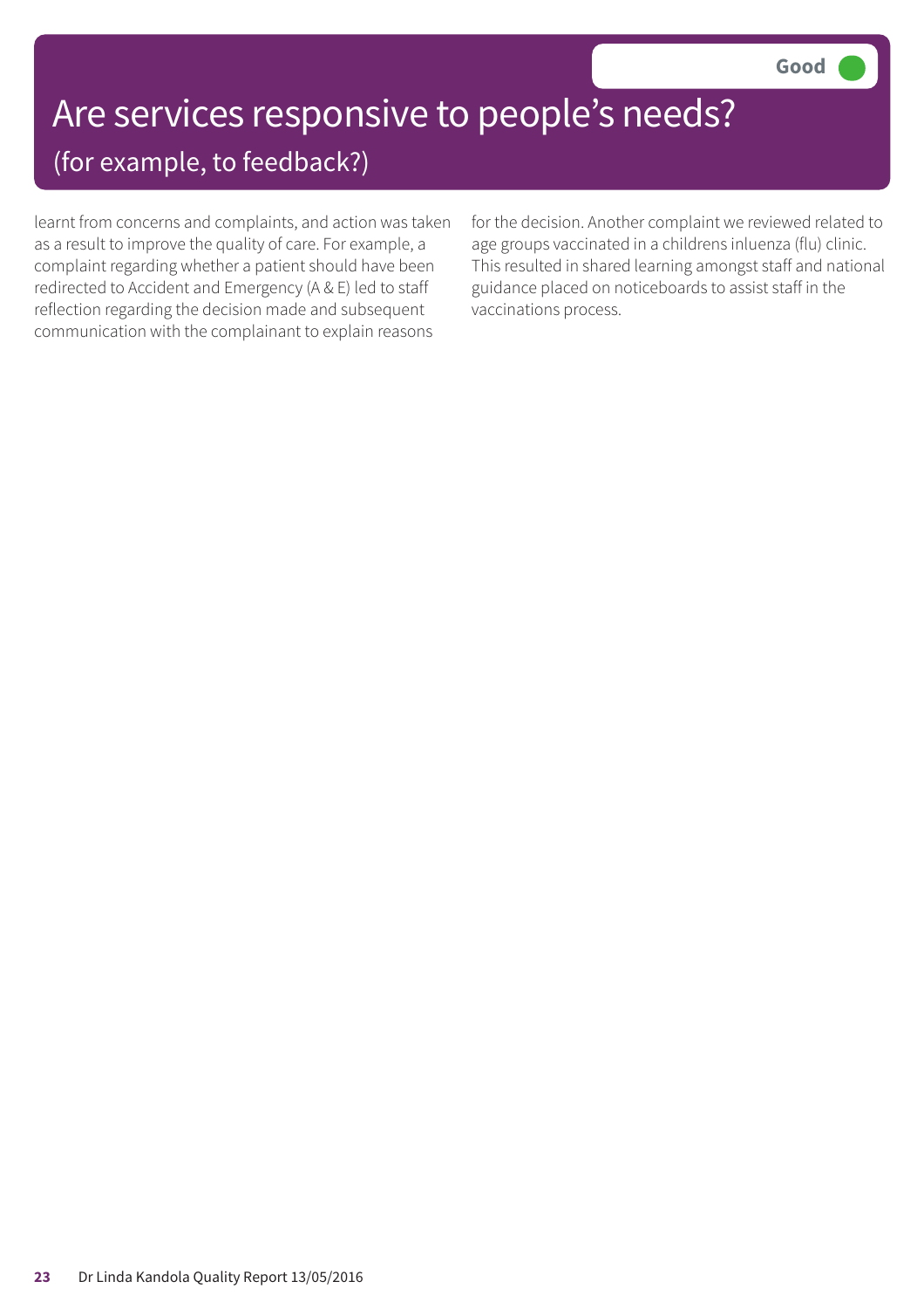Good

# Are services responsive to people's needs?

## (for example, to feedback?)

learnt from concerns and complaints, and action was taken as a result to improve the quality of care. For example, a complaint regarding whether a patient should have been redirected to Accident and Emergency (A & E) led to staff reflection regarding the decision made and subsequent communication with the complainant to explain reasons for the decision. Another complaint we reviewed related to age groups vaccinated in a childrens inluenza (flu) clinic. This resulted in shared learning amongst staff and national guidance placed on noticeboards to assist staff in the vaccinations process.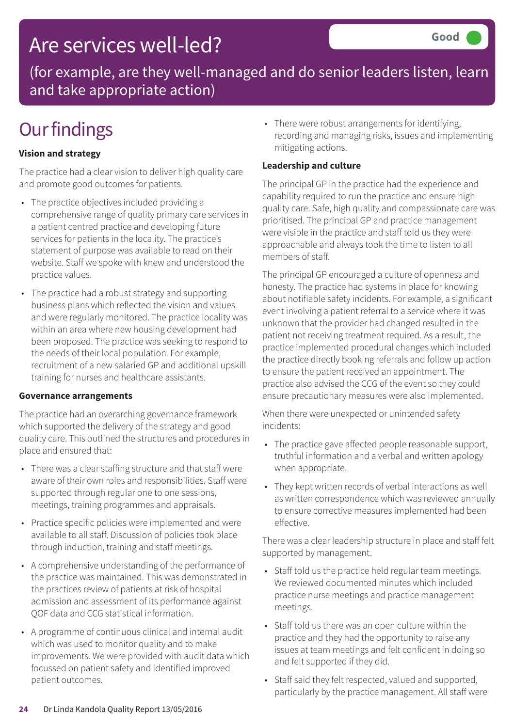# Are services well-led?

Good

(for example, are they well-managed and do senior leaders listen, learn and take appropriate action)

## Our findings

**Vision and strategy**

The practice had a clear vision to deliver high quality care and promote good outcomes for patients.

- The practice objectives included providing a comprehensive range of quality primary care services in a patient centred practice and developing future services for patients in the locality. The practice's statement of purpose was available to read on their website. Staff we spoke with knew and understood the practice values.
- The practice had a robust strategy and supporting business plans which reflected the vision and values and were regularly monitored. The practice locality was within an area where new housing development had been proposed. The practice was seeking to respond to the needs of their local population. For example, recruitment of a new salaried GP and additional upskill training for nurses and healthcare assistants.

**Governance arrangements**

The practice had an overarching governance framework which supported the delivery of the strategy and good quality care. This outlined the structures and procedures in place and ensured that:

- There was a clear staffing structure and that staff were aware of their own roles and responsibilities. Staff were supported through regular one to one sessions, meetings, training programmes and appraisals.
- Practice specific policies were implemented and were available to all staff. Discussion of policies took place through induction, training and staff meetings.
- A comprehensive understanding of the performance of the practice was maintained. This was demonstrated in the practices review of patients at risk of hospital admission and assessment of its performance against QOF data and CCG statistical information.
- A programme of continuous clinical and internal audit which was used to monitor quality and to make improvements. We were provided with audit data which focussed on patient safety and identified improved patient outcomes.
- There were robust arrangements for identifying, recording and managing risks, issues and implementing mitigating actions.

**Leadership and culture**

The principal GP in the practice had the experience and capability required to run the practice and ensure high quality care. Safe, high quality and compassionate care was prioritised. The principal GP and practice management were visible in the practice and staff told us they were approachable and always took the time to listen to all members of staff.

The principal GP encouraged a culture of openness and honesty. The practice had systems in place for knowing about notifiable safety incidents. For example, a significant event involving a patient referral to a service where it was unknown that the provider had changed resulted in the patient not receiving treatment required. As a result, the practice implemented procedural changes which included the practice directly booking referrals and follow up action to ensure the patient received an appointment. The practice also advised the CCG of the event so they could ensure precautionary measures were also implemented.

When there were unexpected or unintended safety incidents:

- The practice gave affected people reasonable support, truthful information and a verbal and written apology when appropriate.
- They kept written records of verbal interactions as well as written correspondence which was reviewed annually to ensure corrective measures implemented had been effective.

There was a clear leadership structure in place and staff felt supported by management.

- Staff told us the practice held regular team meetings. We reviewed documented minutes which included practice nurse meetings and practice management meetings.
- Staff told us there was an open culture within the practice and they had the opportunity to raise any issues at team meetings and felt confident in doing so and felt supported if they did.
- Staff said they felt respected, valued and supported, particularly by the practice management. All staff were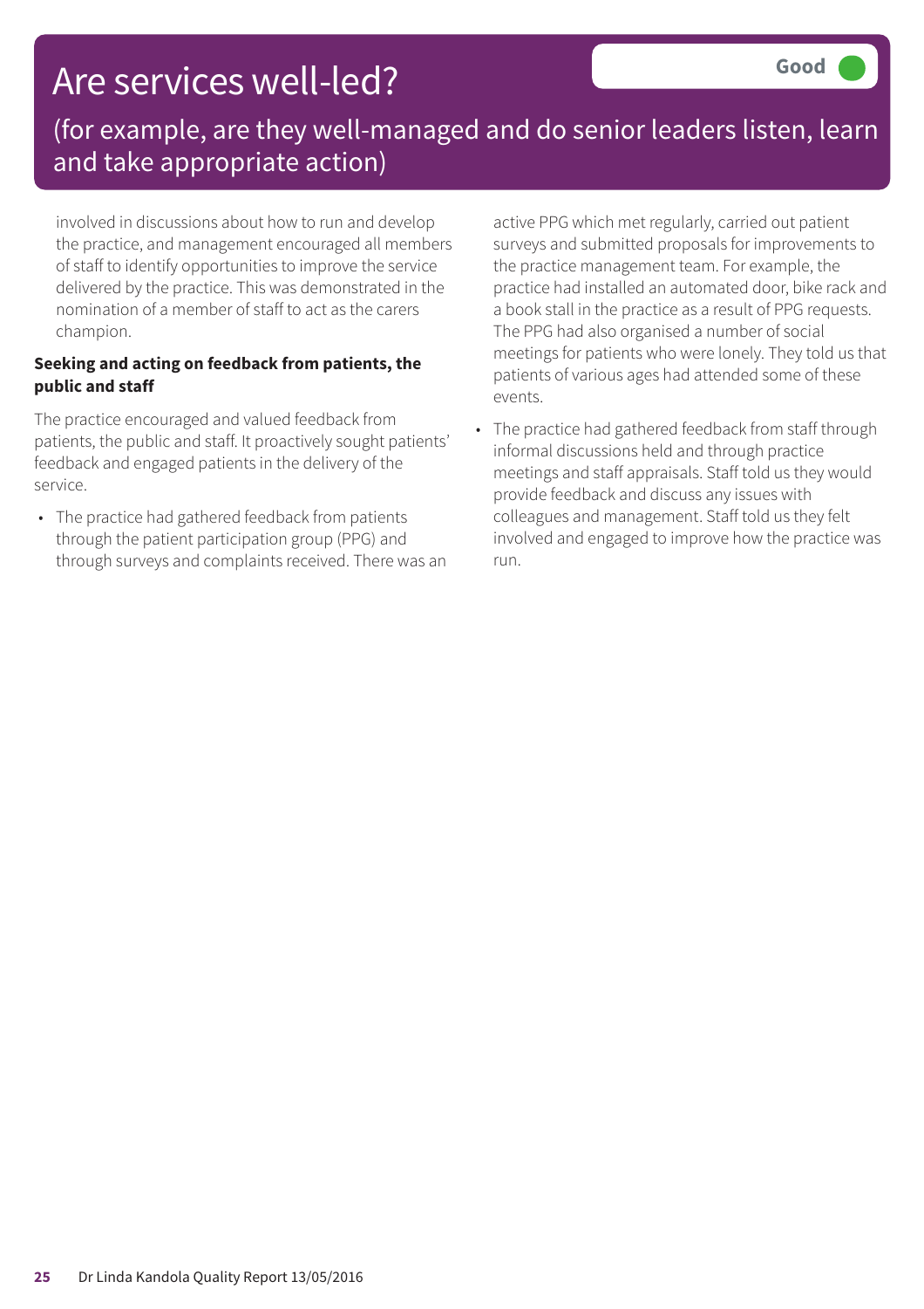# Are services well-led?

Good

(for example, are they well-managed and do senior leaders listen, learn and take appropriate action)

involved in discussions about how to run and develop the practice, and management encouraged all members of staff to identify opportunities to improve the service delivered by the practice. This was demonstrated in the nomination of a member of staff to act as the carers champion.

**Seeking and acting on feedback from patients, the public and staff**

The practice encouraged and valued feedback from patients, the public and staff. It proactively sought patients' feedback and engaged patients in the delivery of the service.

- The practice had gathered feedback from patients through the patient participation group (PPG) and through surveys and complaints received. There was an active PPG which met regularly, carried out patient surveys and submitted proposals for improvements to the practice management team. For example, the practice had installed an automated door, bike rack and a book stall in the practice as a result of PPG requests. The PPG had also organised a number of social meetings for patients who were lonely. They told us that patients of various ages had attended some of these events.
- The practice had gathered feedback from staff through informal discussions held and through practice meetings and staff appraisals. Staff told us they would provide feedback and discuss any issues with colleagues and management. Staff told us they felt involved and engaged to improve how the practice was run.